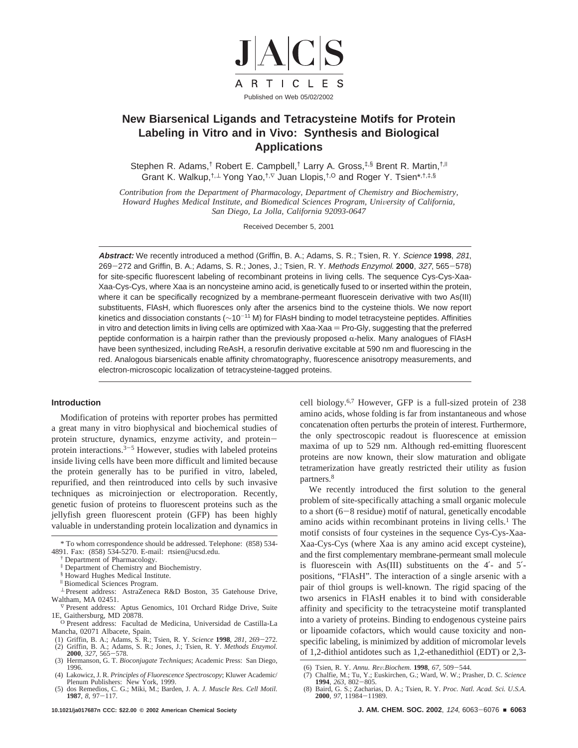# New Biarsenical Ligands and Tetracysteine Motifs for Protein Labeling in Vitro and in Vivo: Synthesis and Biological Applications

Stephen R. Adams,[†] Robert E. Campbell,[†] Larry A. Gross,[‡,§] Brent R. Martin,[†,∥] Grant K. Walkup,[†,⊥] Yong Yao,[†,∇] Juan Llopis,[†,○] and Roger Y. Tsien*[†,‡,§]

*Contribution from the Department of Pharmacology, Department of Chemistry and Biochemistry, Howard Hughes Medical Institute, and Biomedical Sciences Program, University of California, San Diego, La Jolla, California 92093-0647*

Received December 5, 2001

**Abstract:** We recently introduced a method (Griffin, B. A.; Adams, S. R.; Tsien, R. Y. *Science* **1998**, *281*, 269−272 and Griffin, B. A.; Adams, S. R.; Jones, J.; Tsien, R. Y. *Methods Enzymol.* **2000**, *327*, 565−578) for site-specific fluorescent labeling of recombinant proteins in living cells. The sequence Cys-Cys-Xaa-Xaa-Cys-Cys, where Xaa is an noncysteine amino acid, is genetically fused to or inserted within the protein, where it can be specifically recognized by a membrane-permeant fluorescein derivative with two As(III) substituents, FlAsH, which fluoresces only after the arsenics bind to the cysteine thiols. We now report kinetics and dissociation constants (~$10^{-11}$ M) for FlAsH binding to model tetracysteine peptides. Affinities in vitro and detection limits in living cells are optimized with Xaa-Xaa = Pro-Gly, suggesting that the preferred peptide conformation is a hairpin rather than the previously proposed α-helix. Many analogues of FlAsH have been synthesized, including ReAsH, a resorufin derivative excitable at 590 nm and fluorescing in the red. Analogous biarsenicals enable affinity chromatography, fluorescence anisotropy measurements, and electron-microscopic localization of tetracysteine-tagged proteins.

## Introduction

Modification of proteins with reporter probes has permitted a great many in vitro biophysical and biochemical studies of protein structure, dynamics, enzyme activity, and protein−protein interactions.[3−5] However, studies with labeled proteins inside living cells have been more difficult and limited because the protein generally has to be purified in vitro, labeled, repurified, and then reintroduced into cells by such invasive techniques as microinjection or electroporation. Recently, genetic fusion of proteins to fluorescent proteins such as the jellyfish green fluorescent protein (GFP) has been highly valuable in understanding protein localization and dynamics in cell biology.[6,7] However, GFP is a full-sized protein of 238 amino acids, whose folding is far from instantaneous and whose concatenation often perturbs the protein of interest. Furthermore, the only spectroscopic readout is fluorescence at emission maxima of up to 529 nm. Although red-emitting fluorescent proteins are now known, their slow maturation and obligate tetramerization have greatly restricted their utility as fusion partners.[8]

We recently introduced the first solution to the general problem of site-specifically attaching a small organic molecule to a short (6−8 residue) motif of natural, genetically encodable amino acids within recombinant proteins in living cells.[1] The motif consists of four cysteines in the sequence Cys-Cys-Xaa-Xaa-Cys-Cys (where Xaa is any amino acid except cysteine), and the first complementary membrane-permeant small molecule is fluorescein with As(III) substituents on the 4′- and 5′-positions, "FlAsH". The interaction of a single arsenic with a pair of thiol groups is well-known. The rigid spacing of the two arsenics in FlAsH enables it to bind with considerable affinity and specificity to the tetracysteine motif transplanted into a variety of proteins. Binding to endogenous cysteine pairs or lipoamide cofactors, which would cause toxicity and nonspecific labeling, is minimized by addition of micromolar levels of 1,2-dithiol antidotes such as 1,2-ethanedithiol (EDT) or 2,3-

---

\* To whom correspondence should be addressed. Telephone: (858) 534-4891. Fax: (858) 534-5270. E-mail: rtsien@ucsd.edu.

† Department of Pharmacology.

‡ Department of Chemistry and Biochemistry.

§ Howard Hughes Medical Institute.

∥ Biomedical Sciences Program.

⊥ Present address: AstraZeneca R&D Boston, 35 Gatehouse Drive, Waltham, MA 02451.

∇ Present address: Aptus Genomics, 101 Orchard Ridge Drive, Suite 1E, Gaithersburg, MD 20878.

○ Present address: Facultad de Medicina, Universidad de Castilla-La Mancha, 02071 Albacete, Spain.

(1) Griffin, B. A.; Adams, S. R.; Tsien, R. Y. *Science* **1998**, *281*, 269−272.
(2) Griffin, B. A.; Adams, S. R.; Jones, J.; Tsien, R. Y. *Methods Enzymol.* **2000**, *327*, 565−578.
(3) Hermanson, G. T. *Bioconjugate Techniques*; Academic Press: San Diego, 1996.
(4) Lakowicz, J. R. *Principles of Fluorescence Spectroscopy*; Kluwer Academic/Plenum Publishers: New York, 1999.
(5) dos Remedios, C. G.; Miki, M.; Barden, J. A. *J. Muscle Res. Cell Motil.* **1987**, *8*, 97−117.
(6) Tsien, R. Y. *Annu. Rev.Biochem.* **1998**, *67*, 509−544.
(7) Chalfie, M.; Tu, Y.; Euskirchen, G.; Ward, W. W.; Prasher, D. C. *Science* **1994**, *263*, 802−805.
(8) Baird, G. S.; Zacharias, D. A.; Tsien, R. Y. *Proc. Natl. Acad. Sci. U.S.A.* **2000**, *97*, 11984−11989.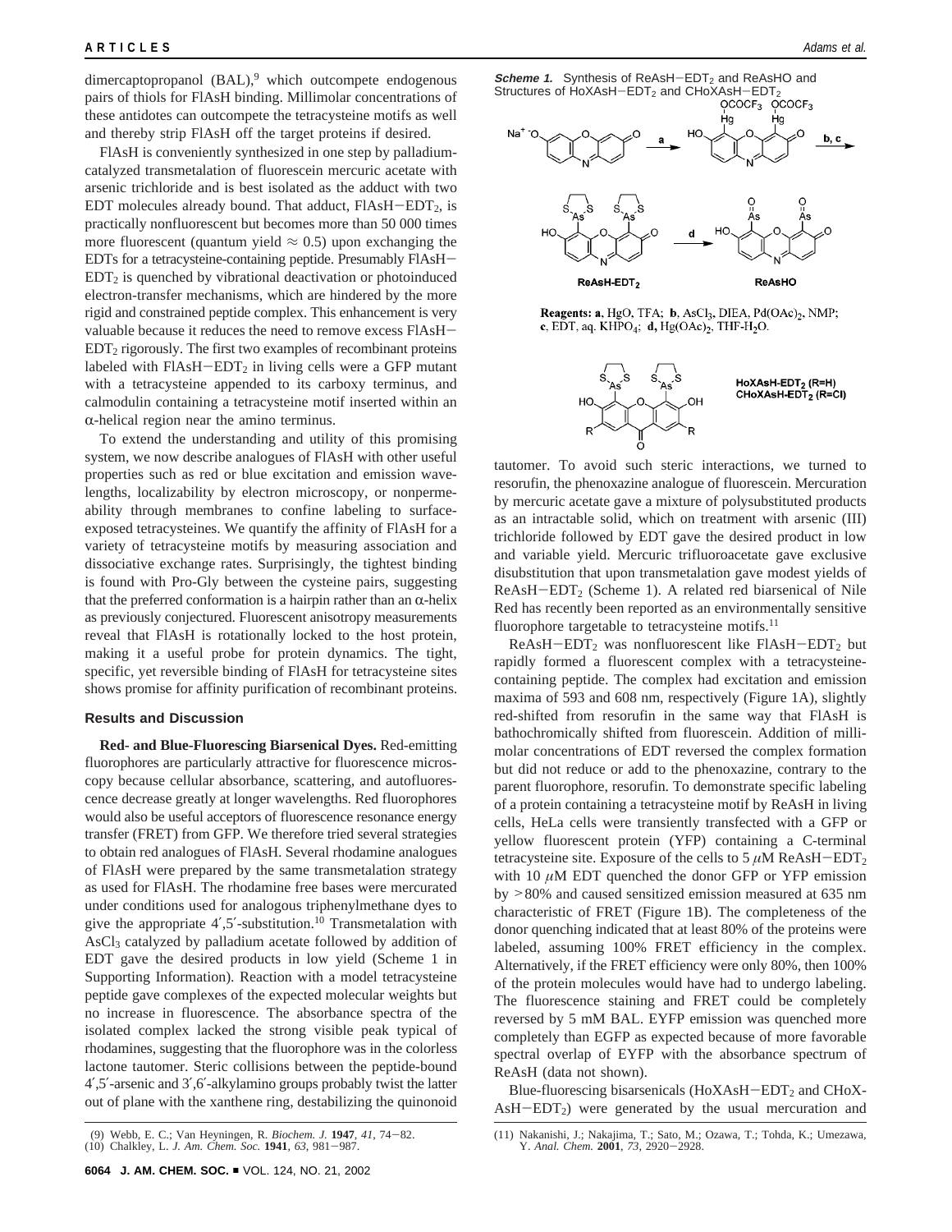dimercaptopropanol (BAL),[9] which outcompete endogenous pairs of thiols for FlAsH binding. Millimolar concentrations of these antidotes can outcompete the tetracysteine motifs as well and thereby strip FlAsH off the target proteins if desired.

FlAsH is conveniently synthesized in one step by palladium-catalyzed transmetalation of fluorescein mercuric acetate with arsenic trichloride and is best isolated as the adduct with two EDT molecules already bound. That adduct, FlAsH−$EDT_2$, is practically nonfluorescent but becomes more than 50 000 times more fluorescent (quantum yield ≈ 0.5) upon exchanging the EDTs for a tetracysteine-containing peptide. Presumably FlAsH−$EDT_2$ is quenched by vibrational deactivation or photoinduced electron-transfer mechanisms, which are hindered by the more rigid and constrained peptide complex. This enhancement is very valuable because it reduces the need to remove excess FlAsH−$EDT_2$ rigorously. The first two examples of recombinant proteins labeled with FlAsH−$EDT_2$ in living cells were a GFP mutant with a tetracysteine appended to its carboxy terminus, and calmodulin containing a tetracysteine motif inserted within an α-helical region near the amino terminus.

To extend the understanding and utility of this promising system, we now describe analogues of FlAsH with other useful properties such as red or blue excitation and emission wavelengths, localizability by electron microscopy, or nonpermeability through membranes to confine labeling to surface-exposed tetracysteines. We quantify the affinity of FlAsH for a variety of tetracysteine motifs by measuring association and dissociative exchange rates. Surprisingly, the tightest binding is found with Pro-Gly between the cysteine pairs, suggesting that the preferred conformation is a hairpin rather than an α-helix as previously conjectured. Fluorescent anisotropy measurements reveal that FlAsH is rotationally locked to the host protein, making it a useful probe for protein dynamics. The tight, specific, yet reversible binding of FlAsH for tetracysteine sites shows promise for affinity purification of recombinant proteins.

## Results and Discussion

**Red- and Blue-Fluorescing Biarsenical Dyes.** Red-emitting fluorophores are particularly attractive for fluorescence microscopy because cellular absorbance, scattering, and autofluorescence decrease greatly at longer wavelengths. Red fluorophores would also be useful acceptors of fluorescence resonance energy transfer (FRET) from GFP. We therefore tried several strategies to obtain red analogues of FlAsH. Several rhodamine analogues of FlAsH were prepared by the same transmetalation strategy as used for FlAsH. The rhodamine free bases were mercurated under conditions used for analogous triphenylmethane dyes to give the appropriate 4′,5′-substitution.[10] Transmetalation with $AsCl_3$ catalyzed by palladium acetate followed by addition of EDT gave the desired products in low yield (Scheme 1 in Supporting Information). Reaction with a model tetracysteine peptide gave complexes of the expected molecular weights but no increase in fluorescence. The absorbance spectra of the isolated complex lacked the strong visible peak typical of rhodamines, suggesting that the fluorophore was in the colorless lactone tautomer. Steric collisions between the peptide-bound 4′,5′-arsenic and 3′,6′-alkylamino groups probably twist the latter out of plane with the xanthene ring, destabilizing the quinonoid tautomer. To avoid such steric interactions, we turned to resorufin, the phenoxazine analogue of fluorescein. Mercuration by mercuric acetate gave a mixture of polysubstituted products as an intractable solid, which on treatment with arsenic (III) trichloride followed by EDT gave the desired product in low and variable yield. Mercuric trifluoroacetate gave exclusive disubstitution that upon transmetalation gave modest yields of ReAsH−$EDT_2$ (Scheme 1). A related red biarsenical of Nile Red has recently been reported as an environmentally sensitive fluorophore targetable to tetracysteine motifs.[11]

**Scheme 1.** Synthesis of ReAsH−$EDT_2$ and ReAsHO and Structures of HoXAsH−$EDT_2$ and CHoXAsH−$EDT_2$

ReAsH-$EDT_2$ — ReAsHO

**Reagents: a**, HgO, TFA; **b**, $AsCl_3$, DIEA, $Pd(OAc)_2$, NMP; **c**, EDT, aq. $KHPO_4$; **d,** $Hg(OAc)_2$, THF-$H_2O$.

HoXAsH-$EDT_2$ (R=H)
CHoXAsH-$EDT_2$ (R=Cl)

ReAsH−$EDT_2$ was nonfluorescent like FlAsH−$EDT_2$ but rapidly formed a fluorescent complex with a tetracysteine-containing peptide. The complex had excitation and emission maxima of 593 and 608 nm, respectively (Figure 1A), slightly red-shifted from resorufin in the same way that FlAsH is bathochromically shifted from fluorescein. Addition of millimolar concentrations of EDT reversed the complex formation but did not reduce or add to the phenoxazine, contrary to the parent fluorophore, resorufin. To demonstrate specific labeling of a protein containing a tetracysteine motif by ReAsH in living cells, HeLa cells were transiently transfected with a GFP or yellow fluorescent protein (YFP) containing a C-terminal tetracysteine site. Exposure of the cells to 5 μM ReAsH−$EDT_2$ with 10 μM EDT quenched the donor GFP or YFP emission by >80% and caused sensitized emission measured at 635 nm characteristic of FRET (Figure 1B). The completeness of the donor quenching indicated that at least 80% of the proteins were labeled, assuming 100% FRET efficiency in the complex. Alternatively, if the FRET efficiency were only 80%, then 100% of the protein molecules would have had to undergo labeling. The fluorescence staining and FRET could be completely reversed by 5 mM BAL. EYFP emission was quenched more completely than EGFP as expected because of more favorable spectral overlap of EYFP with the absorbance spectrum of ReAsH (data not shown).

Blue-fluorescing bisarsenicals (HoXAsH−$EDT_2$ and CHoXAsH−$EDT_2$) were generated by the usual mercuration and

(9) Webb, E. C.; Van Heyningen, R. *Biochem. J.* **1947**, *41*, 74−82.
(10) Chalkley, L. *J. Am. Chem. Soc.* **1941**, *63*, 981−987.
(11) Nakanishi, J.; Nakajima, T.; Sato, M.; Ozawa, T.; Tohda, K.; Umezawa, Y. *Anal. Chem.* **2001**, *73*, 2920−2928.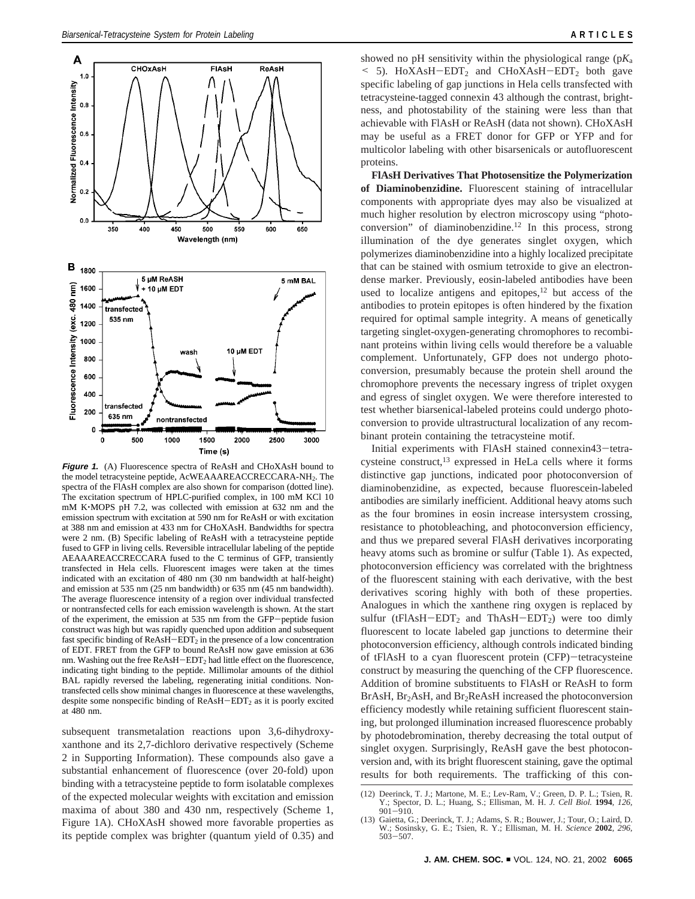**Figure 1.** (A) Fluorescence spectra of ReAsH and CHoXAsH bound to the model tetracysteine peptide, AcWEAAAREACCRECCARA-$NH_2$. The spectra of the FlAsH complex are also shown for comparison (dotted line). The excitation spectrum of HPLC-purified complex, in 100 mM KCl 10 mM K·MOPS pH 7.2, was collected with emission at 632 nm and the emission spectrum with excitation at 590 nm for ReAsH or with excitation at 388 nm and emission at 433 nm for CHoXAsH. Bandwidths for spectra were 2 nm. (B) Specific labeling of ReAsH with a tetracysteine peptide fused to GFP in living cells. Reversible intracellular labeling of the peptide AEAAAREACCRECCARA fused to the C terminus of GFP, transiently transfected in Hela cells. Fluorescent images were taken at the times indicated with an excitation of 480 nm (30 nm bandwidth at half-height) and emission at 535 nm (25 nm bandwidth) or 635 nm (45 nm bandwidth). The average fluorescence intensity of a region over individual transfected or nontransfected cells for each emission wavelength is shown. At the start of the experiment, the emission at 535 nm from the GFP−peptide fusion construct was high but was rapidly quenched upon addition and subsequent fast specific binding of ReAsH−$EDT_2$ in the presence of a low concentration of EDT. FRET from the GFP to bound ReAsH now gave emission at 636 nm. Washing out the free ReAsH−$EDT_2$ had little effect on the fluorescence, indicating tight binding to the peptide. Millimolar amounts of the dithiol BAL rapidly reversed the labeling, regenerating initial conditions. Nontransfected cells show minimal changes in fluorescence at these wavelengths, despite some nonspecific binding of ReAsH−$EDT_2$ as it is poorly excited at 480 nm.

subsequent transmetalation reactions upon 3,6-dihydroxyxanthone and its 2,7-dichloro derivative respectively (Scheme 2 in Supporting Information). These compounds also gave a substantial enhancement of fluorescence (over 20-fold) upon binding with a tetracysteine peptide to form isolatable complexes of the expected molecular weights with excitation and emission maxima of about 380 and 430 nm, respectively (Scheme 1, Figure 1A). CHoXAsH showed more favorable properties as its peptide complex was brighter (quantum yield of 0.35) and showed no pH sensitivity within the physiological range (p$K_a$ < 5). HoXAsH−$EDT_2$ and CHoXAsH−$EDT_2$ both gave specific labeling of gap junctions in Hela cells transfected with tetracysteine-tagged connexin 43 although the contrast, brightness, and photostability of the staining were less than that achievable with FlAsH or ReAsH (data not shown). CHoXAsH may be useful as a FRET donor for GFP or YFP and for multicolor labeling with other bisarsenicals or autofluorescent proteins.

**FlAsH Derivatives That Photosensitize the Polymerization of Diaminobenzidine.** Fluorescent staining of intracellular components with appropriate dyes may also be visualized at much higher resolution by electron microscopy using "photoconversion" of diaminobenzidine.[12] In this process, strong illumination of the dye generates singlet oxygen, which polymerizes diaminobenzidine into a highly localized precipitate that can be stained with osmium tetroxide to give an electron-dense marker. Previously, eosin-labeled antibodies have been used to localize antigens and epitopes,[12] but access of the antibodies to protein epitopes is often hindered by the fixation required for optimal sample integrity. A means of genetically targeting singlet-oxygen-generating chromophores to recombinant proteins within living cells would therefore be a valuable complement. Unfortunately, GFP does not undergo photoconversion, presumably because the protein shell around the chromophore prevents the necessary ingress of triplet oxygen and egress of singlet oxygen. We were therefore interested to test whether biarsenical-labeled proteins could undergo photoconversion to provide ultrastructural localization of any recombinant protein containing the tetracysteine motif.

Initial experiments with FlAsH stained connexin43−tetracysteine construct,[13] expressed in HeLa cells where it forms distinctive gap junctions, indicated poor photoconversion of diaminobenzidine, as expected, because fluorescein-labeled antibodies are similarly inefficient. Additional heavy atoms such as the four bromines in eosin increase intersystem crossing, resistance to photobleaching, and photoconversion efficiency, and thus we prepared several FlAsH derivatives incorporating heavy atoms such as bromine or sulfur (Table 1). As expected, photoconversion efficiency was correlated with the brightness of the fluorescent staining with each derivative, with the best derivatives scoring highly with both of these properties. Analogues in which the xanthene ring oxygen is replaced by sulfur (tFlAsH−$EDT_2$ and ThAsH−$EDT_2$) were too dimly fluorescent to locate labeled gap junctions to determine their photoconversion efficiency, although controls indicated binding of tFlAsH to a cyan fluorescent protein (CFP)−tetracysteine construct by measuring the quenching of the CFP fluorescence. Addition of bromine substituents to FlAsH or ReAsH to form BrAsH, $Br_2$AsH, and $Br_2$ReAsH increased the photoconversion efficiency modestly while retaining sufficient fluorescent staining, but prolonged illumination increased fluorescence probably by photodebromination, thereby decreasing the total output of singlet oxygen. Surprisingly, ReAsH gave the best photoconversion and, with its bright fluorescent staining, gave the optimal results for both requirements. The trafficking of this con-

(12) Deerinck, T. J.; Martone, M. E.; Lev-Ram, V.; Green, D. P. L.; Tsien, R. Y.; Spector, D. L.; Huang, S.; Ellisman, M. H. *J. Cell Biol.* **1994**, *126*, 901−910.

(13) Gaietta, G.; Deerinck, T. J.; Adams, S. R.; Bouwer, J.; Tour, O.; Laird, D. W.; Sosinsky, G. E.; Tsien, R. Y.; Ellisman, M. H. *Science* **2002**, *296*, 503−507.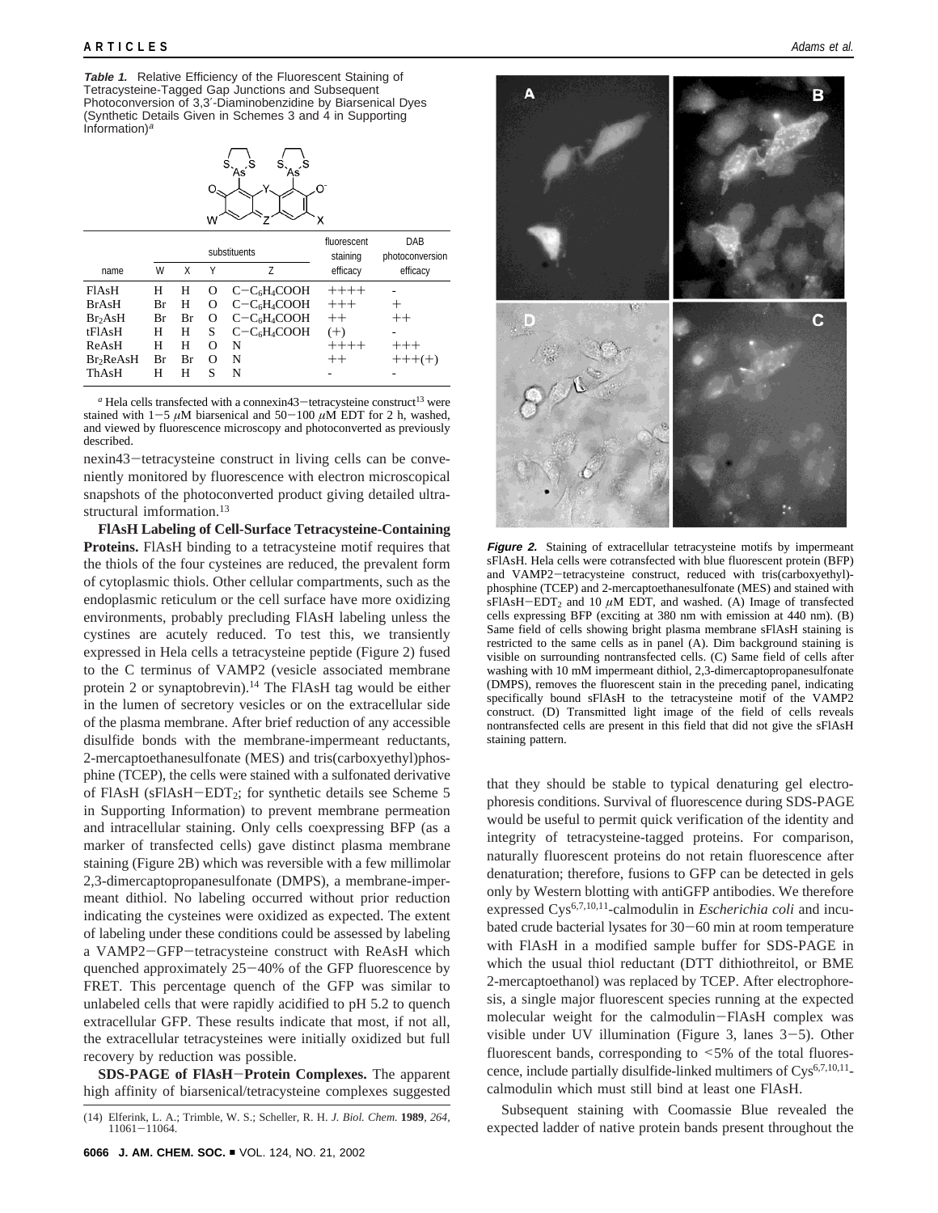**Table 1.** Relative Efficiency of the Fluorescent Staining of Tetracysteine-Tagged Gap Junctions and Subsequent Photoconversion of 3,3′-Diaminobenzidine by Biarsenical Dyes (Synthetic Details Given in Schemes 3 and 4 in Supporting Information)[a]

| name | substituents | | | | fluorescent staining efficacy | DAB photoconversion efficacy |
|---|---|---|---|---|---|---|
| | W | X | Y | Z | | |
| FlAsH | H | H | O | $C-C_6H_4COOH$ | ++++ | - |
| BrAsH | Br | H | O | $C-C_6H_4COOH$ | +++ | + |
| $Br_2AsH$ | Br | Br | O | $C-C_6H_4COOH$ | ++ | ++ |
| tFlAsH | H | H | S | $C-C_6H_4COOH$ | (+) | - |
| ReAsH | H | H | O | N | ++++ | +++ |
| $Br_2ReAsH$ | Br | Br | O | N | ++ | +++(+) |
| ThAsH | H | H | S | N | - | - |

[a] Hela cells transfected with a connexin43–tetracysteine construct[13] were stained with 1–5 $\mu$M biarsenical and 50–100 $\mu$M EDT for 2 h, washed, and viewed by fluorescence microscopy and photoconverted as previously described.

nexin43–tetracysteine construct in living cells can be conveniently monitored by fluorescence with electron microscopical snapshots of the photoconverted product giving detailed ultrastructural imformation.[13]

**FlAsH Labeling of Cell-Surface Tetracysteine-Containing Proteins.** FlAsH binding to a tetracysteine motif requires that the thiols of the four cysteines are reduced, the prevalent form of cytoplasmic thiols. Other cellular compartments, such as the endoplasmic reticulum or the cell surface have more oxidizing environments, probably precluding FlAsH labeling unless the cystines are acutely reduced. To test this, we transiently expressed in Hela cells a tetracysteine peptide (Figure 2) fused to the C terminus of VAMP2 (vesicle associated membrane protein 2 or synaptobrevin).[14] The FlAsH tag would be either in the lumen of secretory vesicles or on the extracellular side of the plasma membrane. After brief reduction of any accessible disulfide bonds with the membrane-impermeant reductants, 2-mercaptoethanesulfonate (MES) and tris(carboxyethyl)phosphine (TCEP), the cells were stained with a sulfonated derivative of FlAsH (sFlAsH–$EDT_2$; for synthetic details see Scheme 5 in Supporting Information) to prevent membrane permeation and intracellular staining. Only cells coexpressing BFP (as a marker of transfected cells) gave distinct plasma membrane staining (Figure 2B) which was reversible with a few millimolar 2,3-dimercaptopropanesulfonate (DMPS), a membrane-impermeant dithiol. No labeling occurred without prior reduction indicating the cysteines were oxidized as expected. The extent of labeling under these conditions could be assessed by labeling a VAMP2–GFP–tetracysteine construct with ReAsH which quenched approximately 25–40% of the GFP fluorescence by FRET. This percentage quench of the GFP was similar to unlabeled cells that were rapidly acidified to pH 5.2 to quench extracellular GFP. These results indicate that most, if not all, the extracellular tetracysteines were initially oxidized but full recovery by reduction was possible.

**Figure 2.** Staining of extracellular tetracysteine motifs by impermeant sFlAsH. Hela cells were cotransfected with blue fluorescent protein (BFP) and VAMP2–tetracysteine construct, reduced with tris(carboxyethyl)phosphine (TCEP) and 2-mercaptoethanesulfonate (MES) and stained with sFlAsH–$EDT_2$ and 10 $\mu$M EDT, and washed. (A) Image of transfected cells expressing BFP (exciting at 380 nm with emission at 440 nm). (B) Same field of cells showing bright plasma membrane sFlAsH staining is restricted to the same cells as in panel (A). Dim background staining is visible on surrounding nontransfected cells. (C) Same field of cells after washing with 10 mM impermeant dithiol, 2,3-dimercaptopropanesulfonate (DMPS), removes the fluorescent stain in the preceding panel, indicating specifically bound sFlAsH to the tetracysteine motif of the VAMP2 construct. (D) Transmitted light image of the field of cells reveals nontransfected cells are present in this field that did not give the sFlAsH staining pattern.

**SDS-PAGE of FlAsH–Protein Complexes.** The apparent high affinity of biarsenical/tetracysteine complexes suggested that they should be stable to typical denaturing gel electrophoresis conditions. Survival of fluorescence during SDS-PAGE would be useful to permit quick verification of the identity and integrity of tetracysteine-tagged proteins. For comparison, naturally fluorescent proteins do not retain fluorescence after denaturation; therefore, fusions to GFP can be detected in gels only by Western blotting with antiGFP antibodies. We therefore expressed $Cys^{6,7,10,11}$-calmodulin in *Escherichia coli* and incubated crude bacterial lysates for 30–60 min at room temperature with FlAsH in a modified sample buffer for SDS-PAGE in which the usual thiol reductant (DTT dithiothreitol, or BME 2-mercaptoethanol) was replaced by TCEP. After electrophoresis, a single major fluorescent species running at the expected molecular weight for the calmodulin–FlAsH complex was visible under UV illumination (Figure 3, lanes 3–5). Other fluorescent bands, corresponding to <5% of the total fluorescence, include partially disulfide-linked multimers of $Cys^{6,7,10,11}$-calmodulin which must still bind at least one FlAsH.

Subsequent staining with Coomassie Blue revealed the expected ladder of native protein bands present throughout the

(14) Elferink, L. A.; Trimble, W. S.; Scheller, R. H. *J. Biol. Chem.* **1989**, *264*, 11061–11064.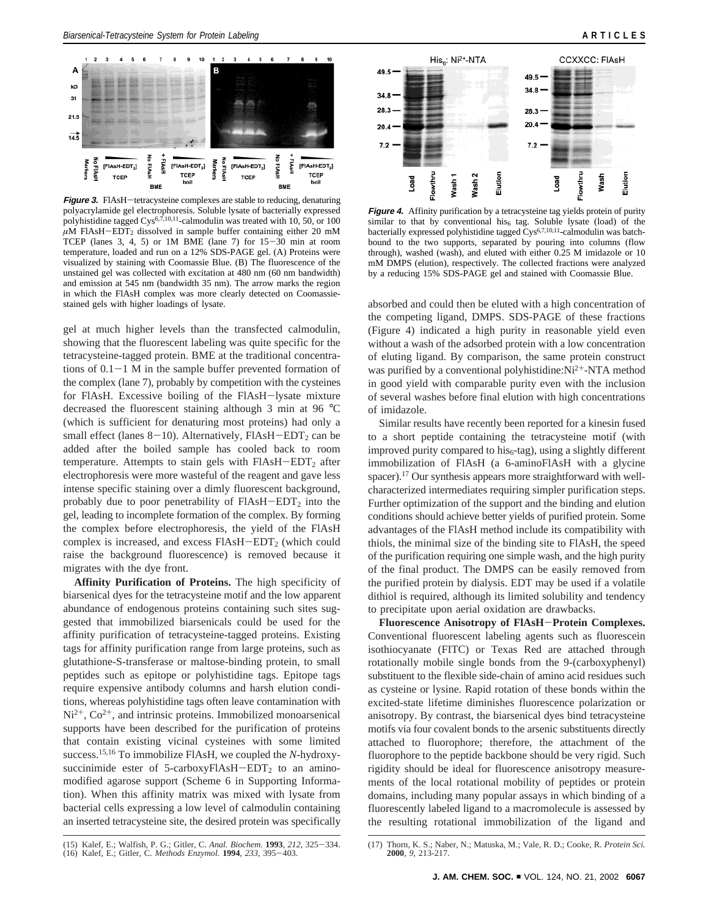**Figure 3.** FlAsH–tetracysteine complexes are stable to reducing, denaturing polyacrylamide gel electrophoresis. Soluble lysate of bacterially expressed polyhistidine tagged Cys[6,7,10,11]-calmodulin was treated with 10, 50, or 100 $\mu$M FlAsH–$EDT_2$ dissolved in sample buffer containing either 20 mM TCEP (lanes 3, 4, 5) or 1M BME (lane 7) for 15–30 min at room temperature, loaded and run on a 12% SDS-PAGE gel. (A) Proteins were visualized by staining with Coomassie Blue. (B) The fluorescence of the unstained gel was collected with excitation at 480 nm (60 nm bandwidth) and emission at 545 nm (bandwidth 35 nm). The arrow marks the region in which the FlAsH complex was more clearly detected on Coomassie-stained gels with higher loadings of lysate.

**Figure 4.** Affinity purification by a tetracysteine tag yields protein of purity similar to that by conventional $his_6$ tag. Soluble lysate (load) of the bacterially expressed polyhistidine tagged Cys[6,7,10,11]-calmodulin was batch-bound to the two supports, separated by pouring into columns (flow through), washed (wash), and eluted with either 0.25 M imidazole or 10 mM DMPS (elution), respectively. The collected fractions were analyzed by a reducing 15% SDS-PAGE gel and stained with Coomassie Blue.

gel at much higher levels than the transfected calmodulin, showing that the fluorescent labeling was quite specific for the tetracysteine-tagged protein. BME at the traditional concentrations of 0.1–1 M in the sample buffer prevented formation of the complex (lane 7), probably by competition with the cysteines for FlAsH. Excessive boiling of the FlAsH–lysate mixture decreased the fluorescent staining although 3 min at 96 °C (which is sufficient for denaturing most proteins) had only a small effect (lanes 8–10). Alternatively, FlAsH–$EDT_2$ can be added after the boiled sample has cooled back to room temperature. Attempts to stain gels with FlAsH–$EDT_2$ after electrophoresis were more wasteful of the reagent and gave less intense specific staining over a dimly fluorescent background, probably due to poor penetrability of FlAsH–$EDT_2$ into the gel, leading to incomplete formation of the complex. By forming the complex before electrophoresis, the yield of the FlAsH complex is increased, and excess FlAsH–$EDT_2$ (which could raise the background fluorescence) is removed because it migrates with the dye front.

**Affinity Purification of Proteins.** The high specificity of biarsenical dyes for the tetracysteine motif and the low apparent abundance of endogenous proteins containing such sites suggested that immobilized biarsenicals could be used for the affinity purification of tetracysteine-tagged proteins. Existing tags for affinity purification range from large proteins, such as glutathione-S-transferase or maltose-binding protein, to small peptides such as epitope or polyhistidine tags. Epitope tags require expensive antibody columns and harsh elution conditions, whereas polyhistidine tags often leave contamination with $Ni^{2+}$, $Co^{2+}$, and intrinsic proteins. Immobilized monoarsenical supports have been described for the purification of proteins that contain existing vicinal cysteines with some limited success.[15,16] To immobilize FlAsH, we coupled the *N*-hydroxysuccinimide ester of 5-carboxyFlAsH–$EDT_2$ to an amino-modified agarose support (Scheme 6 in Supporting Information). When this affinity matrix was mixed with lysate from bacterial cells expressing a low level of calmodulin containing an inserted tetracysteine site, the desired protein was specifically absorbed and could then be eluted with a high concentration of the competing ligand, DMPS. SDS-PAGE of these fractions (Figure 4) indicated a high purity in reasonable yield even without a wash of the adsorbed protein with a low concentration of eluting ligand. By comparison, the same protein construct was purified by a conventional polyhistidine:$Ni^{2+}$-NTA method in good yield with comparable purity even with the inclusion of several washes before final elution with high concentrations of imidazole.

Similar results have recently been reported for a kinesin fused to a short peptide containing the tetracysteine motif (with improved purity compared to $his_6$-tag), using a slightly different immobilization of FlAsH (a 6-aminoFlAsH with a glycine spacer).[17] Our synthesis appears more straightforward with well-characterized intermediates requiring simpler purification steps. Further optimization of the support and the binding and elution conditions should achieve better yields of purified protein. Some advantages of the FlAsH method include its compatibility with thiols, the minimal size of the binding site to FlAsH, the speed of the purification requiring one simple wash, and the high purity of the final product. The DMPS can be easily removed from the purified protein by dialysis. EDT may be used if a volatile dithiol is required, although its limited solubility and tendency to precipitate upon aerial oxidation are drawbacks.

**Fluorescence Anisotropy of FlAsH–Protein Complexes.** Conventional fluorescent labeling agents such as fluorescein isothiocyanate (FITC) or Texas Red are attached through rotationally mobile single bonds from the 9-(carboxyphenyl) substituent to the flexible side-chain of amino acid residues such as cysteine or lysine. Rapid rotation of these bonds within the excited-state lifetime diminishes fluorescence polarization or anisotropy. By contrast, the biarsenical dyes bind tetracysteine motifs via four covalent bonds to the arsenic substituents directly attached to fluorophore; therefore, the attachment of the fluorophore to the peptide backbone should be very rigid. Such rigidity should be ideal for fluorescence anisotropy measurements of the local rotational mobility of peptides or protein domains, including many popular assays in which binding of a fluorescently labeled ligand to a macromolecule is assessed by the resulting rotational immobilization of the ligand and

(15) Kalef, E.; Walfish, P. G.; Gitler, C. *Anal. Biochem.* **1993**, *212*, 325–334.
(16) Kalef, E.; Gitler, C. *Methods Enzymol.* **1994**, *233*, 395–403.
(17) Thorn, K. S.; Naber, N.; Matuska, M.; Vale, R. D.; Cooke, R. *Protein Sci.* **2000**, *9*, 213-217.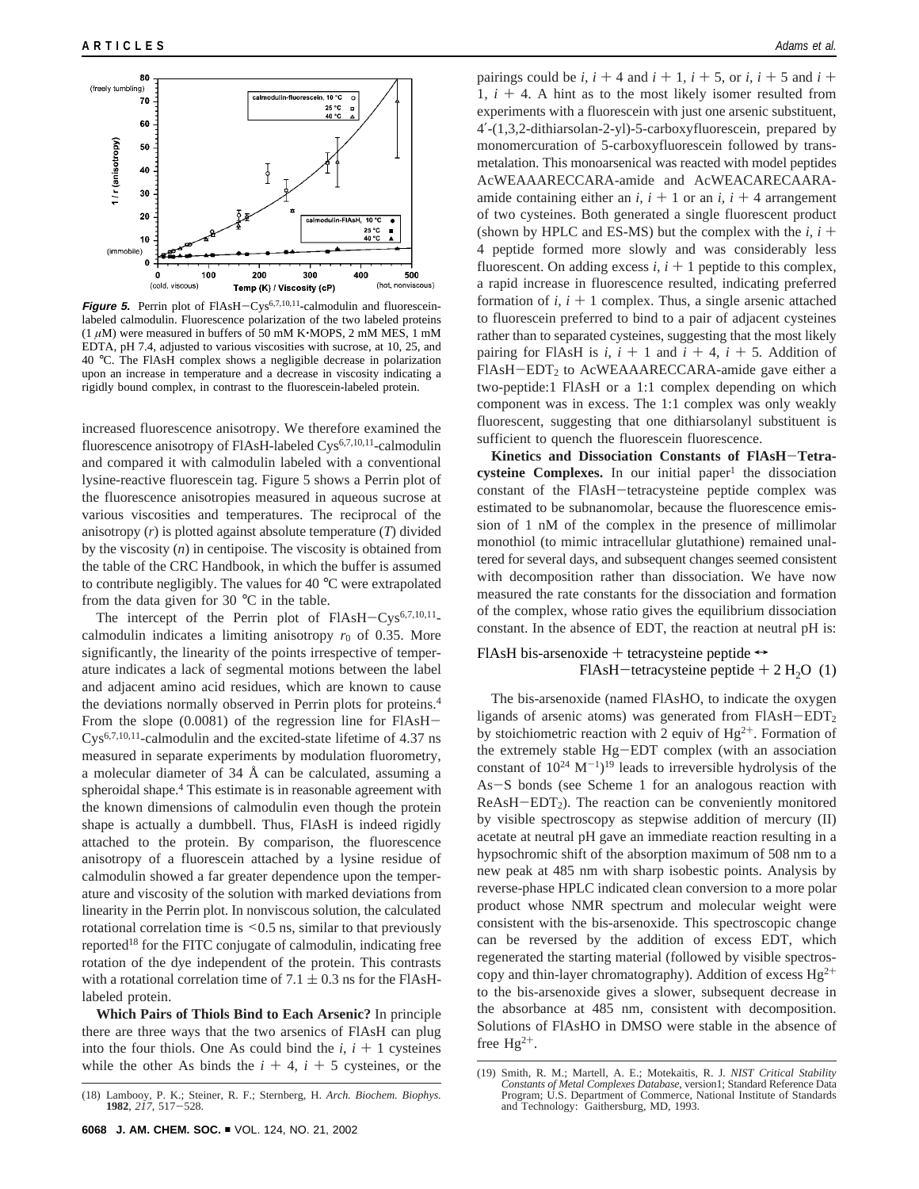**Figure 5.** Perrin plot of FlAsH−Cys[6,7,10,11]-calmodulin and fluorescein-labeled calmodulin. Fluorescence polarization of the two labeled proteins (1 μM) were measured in buffers of 50 mM K·MOPS, 2 mM MES, 1 mM EDTA, pH 7.4, adjusted to various viscosities with sucrose, at 10, 25, and 40 °C. The FlAsH complex shows a negligible decrease in polarization upon an increase in temperature and a decrease in viscosity indicating a rigidly bound complex, in contrast to the fluorescein-labeled protein.

increased fluorescence anisotropy. We therefore examined the fluorescence anisotropy of FlAsH-labeled Cys[6,7,10,11]-calmodulin and compared it with calmodulin labeled with a conventional lysine-reactive fluorescein tag. Figure 5 shows a Perrin plot of the fluorescence anisotropies measured in aqueous sucrose at various viscosities and temperatures. The reciprocal of the anisotropy ($r$) is plotted against absolute temperature ($T$) divided by the viscosity ($n$) in centipoise. The viscosity is obtained from the table of the CRC Handbook, in which the buffer is assumed to contribute negligibly. The values for 40 °C were extrapolated from the data given for 30 °C in the table.

The intercept of the Perrin plot of FlAsH−Cys[6,7,10,11]-calmodulin indicates a limiting anisotropy $r_0$ of 0.35. More significantly, the linearity of the points irrespective of temperature indicates a lack of segmental motions between the label and adjacent amino acid residues, which are known to cause the deviations normally observed in Perrin plots for proteins.[4] From the slope (0.0081) of the regression line for FlAsH−Cys[6,7,10,11]-calmodulin and the excited-state lifetime of 4.37 ns measured in separate experiments by modulation fluorometry, a molecular diameter of 34 Å can be calculated, assuming a spheroidal shape.[4] This estimate is in reasonable agreement with the known dimensions of calmodulin even though the protein shape is actually a dumbbell. Thus, FlAsH is indeed rigidly attached to the protein. By comparison, the fluorescence anisotropy of a fluorescein attached by a lysine residue of calmodulin showed a far greater dependence upon the temperature and viscosity of the solution with marked deviations from linearity in the Perrin plot. In nonviscous solution, the calculated rotational correlation time is <0.5 ns, similar to that previously reported[18] for the FITC conjugate of calmodulin, indicating free rotation of the dye independent of the protein. This contrasts with a rotational correlation time of 7.1 ± 0.3 ns for the FlAsH-labeled protein.

**Which Pairs of Thiols Bind to Each Arsenic?** In principle there are three ways that the two arsenics of FlAsH can plug into the four thiols. One As could bind the $i$, $i + 1$ cysteines while the other As binds the $i + 4$, $i + 5$ cysteines, or the pairings could be $i$, $i + 4$ and $i + 1$, $i + 5$, or $i$, $i + 5$ and $i + 1$, $i + 4$. A hint as to the most likely isomer resulted from experiments with a fluorescein with just one arsenic substituent, 4′-(1,3,2-dithiarsolan-2-yl)-5-carboxyfluorescein, prepared by monomercuration of 5-carboxyfluorescein followed by transmetalation. This monoarsenical was reacted with model peptides AcWEAAAReCCARA-amide and AcWEACARECAARA-amide containing either an $i$, $i + 1$ or an $i$, $i + 4$ arrangement of two cysteines. Both generated a single fluorescent product (shown by HPLC and ES-MS) but the complex with the $i$, $i + 4$ peptide formed more slowly and was considerably less fluorescent. On adding excess $i$, $i + 1$ peptide to this complex, a rapid increase in fluorescence resulted, indicating preferred formation of $i$, $i + 1$ complex. Thus, a single arsenic attached to fluorescein preferred to bind to a pair of adjacent cysteines rather than to separated cysteines, suggesting that the most likely pairing for FlAsH is $i$, $i + 1$ and $i + 4$, $i + 5$. Addition of FlAsH−$EDT_2$ to AcWEAAARECCARA-amide gave either a two-peptide:1 FlAsH or a 1:1 complex depending on which component was in excess. The 1:1 complex was only weakly fluorescent, suggesting that one dithiarsolanyl substituent is sufficient to quench the fluorescein fluorescence.

**Kinetics and Dissociation Constants of FlAsH−Tetracysteine Complexes.** In our initial paper[1] the dissociation constant of the FlAsH−tetracysteine peptide complex was estimated to be subnanomolar, because the fluorescence emission of 1 nM of the complex in the presence of millimolar monothiol (to mimic intracellular glutathione) remained unaltered for several days, and subsequent changes seemed consistent with decomposition rather than dissociation. We have now measured the rate constants for the dissociation and formation of the complex, whose ratio gives the equilibrium dissociation constant. In the absence of EDT, the reaction at neutral pH is:

$$\text{FlAsH bis-arsenoxide} + \text{tetracysteine peptide} \leftrightarrow \text{FlAsH−tetracysteine peptide} + 2\,H_2O \quad (1)$$

The bis-arsenoxide (named FlAsHO, to indicate the oxygen ligands of arsenic atoms) was generated from FlAsH−$EDT_2$ by stoichiometric reaction with 2 equiv of $Hg^{2+}$. Formation of the extremely stable Hg−EDT complex (with an association constant of $10^{24}$ $M^{-1}$)[19] leads to irreversible hydrolysis of the As−S bonds (see Scheme 1 for an analogous reaction with ReAsH−$EDT_2$). The reaction can be conveniently monitored by visible spectroscopy as stepwise addition of mercury (II) acetate at neutral pH gave an immediate reaction resulting in a hypsochromic shift of the absorption maximum of 508 nm to a new peak at 485 nm with sharp isobestic points. Analysis by reverse-phase HPLC indicated clean conversion to a more polar product whose NMR spectrum and molecular weight were consistent with the bis-arsenoxide. This spectroscopic change can be reversed by the addition of excess EDT, which regenerated the starting material (followed by visible spectroscopy and thin-layer chromatography). Addition of excess $Hg^{2+}$ to the bis-arsenoxide gives a slower, subsequent decrease in the absorbance at 485 nm, consistent with decomposition. Solutions of FlAsHO in DMSO were stable in the absence of free $Hg^{2+}$.

(18) Lambooy, P. K.; Steiner, R. F.; Sternberg, H. *Arch. Biochem. Biophys.* **1982**, *217*, 517−528.

(19) Smith, R. M.; Martell, A. E.; Motekaitis, R. J. *NIST Critical Stability Constants of Metal Complexes Database*, version1; Standard Reference Data Program; U.S. Department of Commerce, National Institute of Standards and Technology: Gaithersburg, MD, 1993.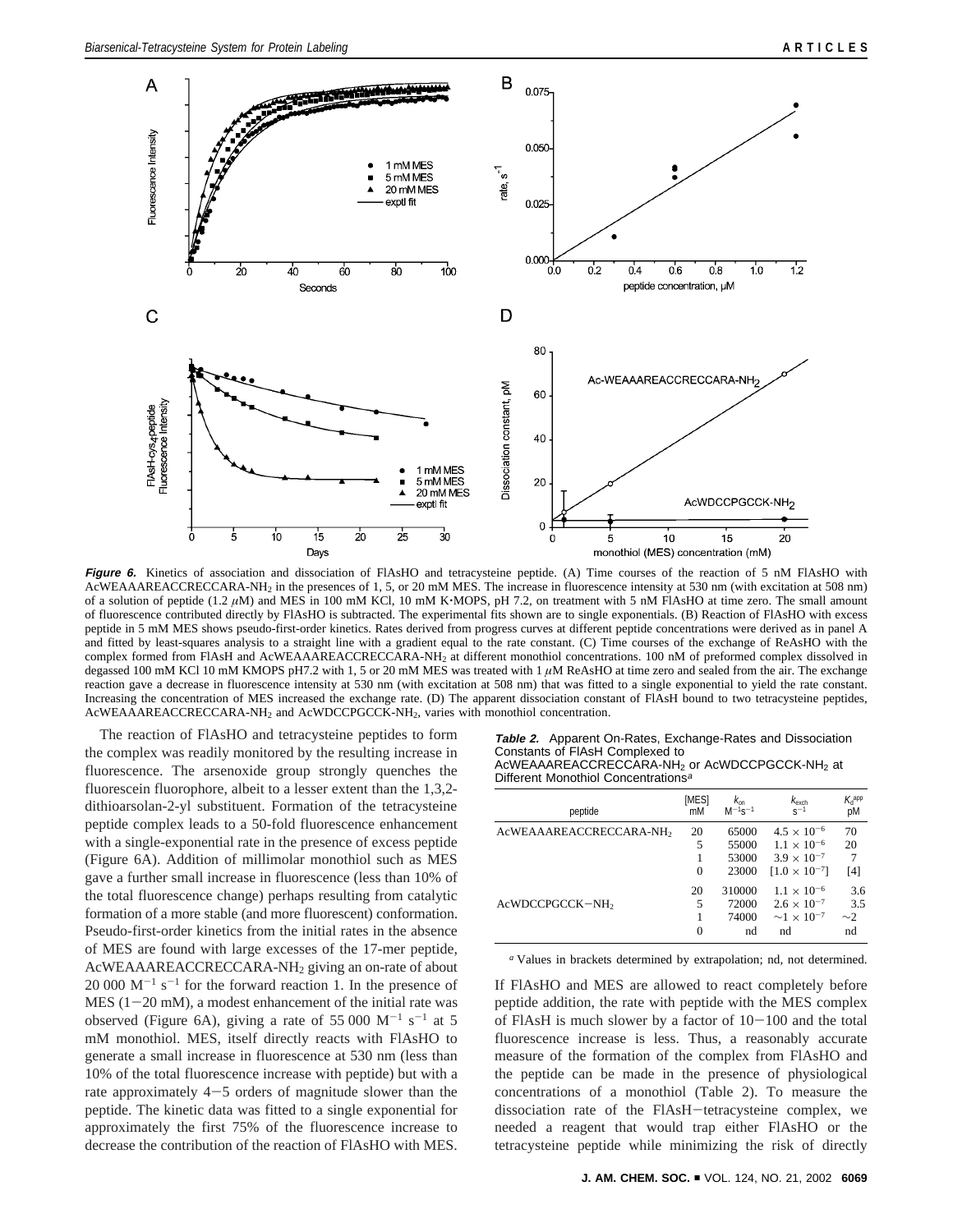**Figure 6.** Kinetics of association and dissociation of FlAsHO and tetracysteine peptide. (A) Time courses of the reaction of 5 nM FlAsHO with AcWEAAAREACCRECCARA-$NH_2$ in the presences of 1, 5, or 20 mM MES. The increase in fluorescence intensity at 530 nm (with excitation at 508 nm) of a solution of peptide (1.2 $\mu$M) and MES in 100 mM KCl, 10 mM K·MOPS, pH 7.2, on treatment with 5 nM FlAsHO at time zero. The small amount of fluorescence contributed directly by FlAsHO is subtracted. The experimental fits shown are to single exponentials. (B) Reaction of FlAsHO with excess peptide in 5 mM MES shows pseudo-first-order kinetics. Rates derived from progress curves at different peptide concentrations were derived as in panel A and fitted by least-squares analysis to a straight line with a gradient equal to the rate constant. (C) Time courses of the exchange of ReAsHO with the complex formed from FlAsH and AcWEAAAREACCRECCARA-$NH_2$ at different monothiol concentrations. 100 nM of preformed complex dissolved in degassed 100 mM KCl 10 mM KMOPS pH7.2 with 1, 5 or 20 mM MES was treated with 1 $\mu$M ReAsHO at time zero and sealed from the air. The exchange reaction gave a decrease in fluorescence intensity at 530 nm (with excitation at 508 nm) that was fitted to a single exponential to yield the rate constant. Increasing the concentration of MES increased the exchange rate. (D) The apparent dissociation constant of FlAsH bound to two tetracysteine peptides, AcWEAAAREACCRECCARA-$NH_2$ and AcWDCCPGCCK-$NH_2$, varies with monothiol concentration.

The reaction of FlAsHO and tetracysteine peptides to form the complex was readily monitored by the resulting increase in fluorescence. The arsenoxide group strongly quenches the fluorescein fluorophore, albeit to a lesser extent than the 1,3,2-dithioarsolan-2-yl substituent. Formation of the tetracysteine peptide complex leads to a 50-fold fluorescence enhancement with a single-exponential rate in the presence of excess peptide (Figure 6A). Addition of millimolar monothiol such as MES gave a further small increase in fluorescence (less than 10% of the total fluorescence change) perhaps resulting from catalytic formation of a more stable (and more fluorescent) conformation. Pseudo-first-order kinetics from the initial rates in the absence of MES are found with large excesses of the 17-mer peptide, AcWEAAAREACCRECCARA-$NH_2$ giving an on-rate of about 20 000 $M^{-1}$ $s^{-1}$ for the forward reaction 1. In the presence of MES (1−20 mM), a modest enhancement of the initial rate was observed (Figure 6A), giving a rate of 55 000 $M^{-1}$ $s^{-1}$ at 5 mM monothiol. MES, itself directly reacts with FlAsHO to generate a small increase in fluorescence at 530 nm (less than 10% of the total fluorescence increase with peptide) but with a rate approximately 4−5 orders of magnitude slower than the peptide. The kinetic data was fitted to a single exponential for approximately the first 75% of the fluorescence increase to decrease the contribution of the reaction of FlAsHO with MES.

**Table 2.** Apparent On-Rates, Exchange-Rates and Dissociation Constants of FlAsH Complexed to AcWEAAAREACCRECCARA-$NH_2$ or AcWDCCPGCCK-$NH_2$ at Different Monothiol Concentrations[a]

| peptide | [MES] mM | $k_{on}$ $M^{-1}s^{-1}$ | $k_{exch}$ $s^{-1}$ | $K_d^{app}$ pM |
|---|---|---|---|---|
| AcWEAAAREACCRECCARA-$NH_2$ | 20 | 65000 | $4.5 \times 10^{-6}$ | 70 |
| | 5 | 55000 | $1.1 \times 10^{-6}$ | 20 |
| | 1 | 53000 | $3.9 \times 10^{-7}$ | 7 |
| | 0 | 23000 | $[1.0 \times 10^{-7}]$ | [4] |
| AcWDCCPGCCK−$NH_2$ | 20 | 310000 | $1.1 \times 10^{-6}$ | 3.6 |
| | 5 | 72000 | $2.6 \times 10^{-7}$ | 3.5 |
| | 1 | 74000 | $\sim 1 \times 10^{-7}$ | ~2 |
| | 0 | nd | nd | nd |

[a] Values in brackets determined by extrapolation; nd, not determined.

If FlAsHO and MES are allowed to react completely before peptide addition, the rate with peptide with the MES complex of FlAsH is much slower by a factor of 10−100 and the total fluorescence increase is less. Thus, a reasonably accurate measure of the formation of the complex from FlAsHO and the peptide can be made in the presence of physiological concentrations of a monothiol (Table 2). To measure the dissociation rate of the FlAsH−tetracysteine complex, we needed a reagent that would trap either FlAsHO or the tetracysteine peptide while minimizing the risk of directly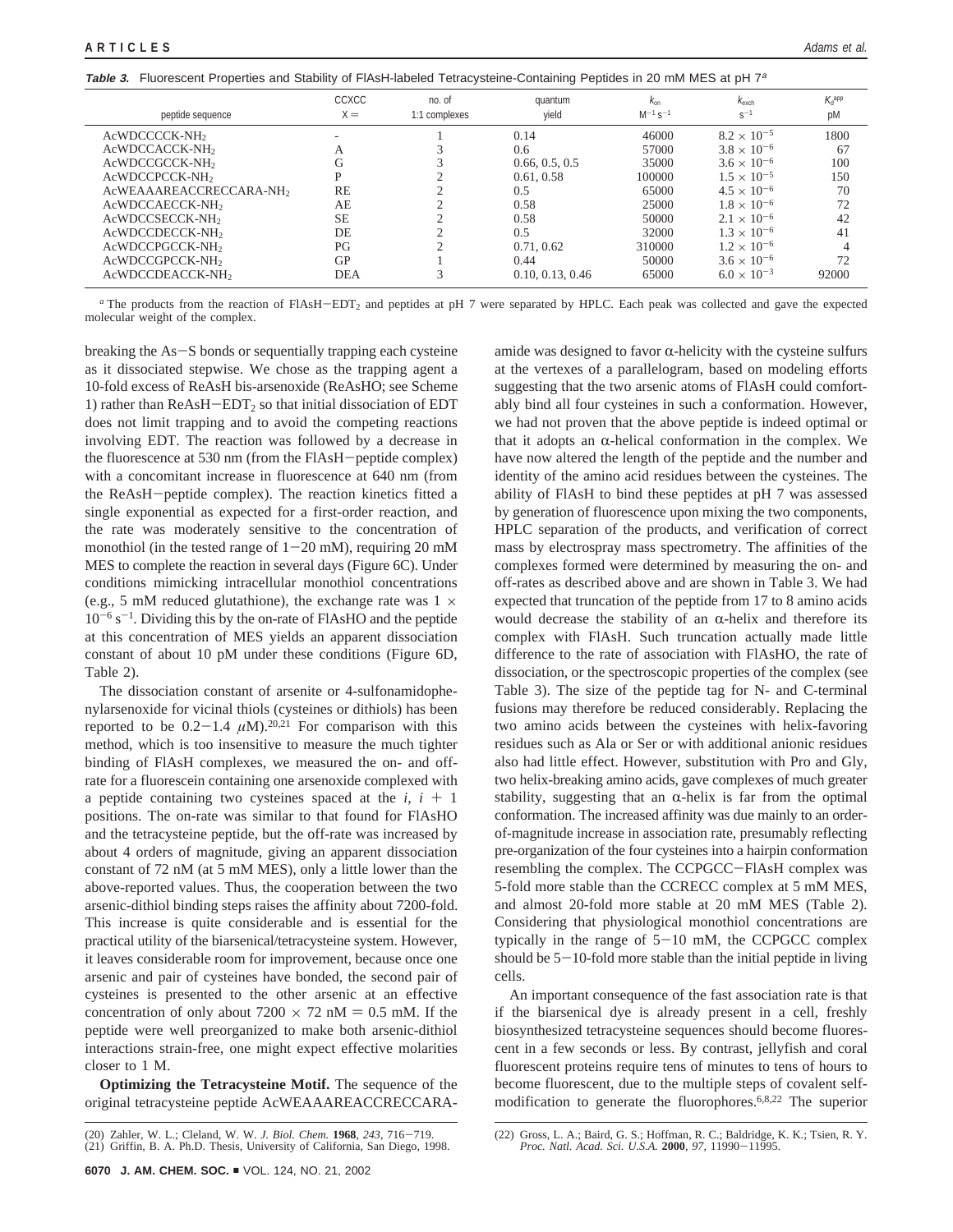**Table 3.** Fluorescent Properties and Stability of FlAsH-labeled Tetracysteine-Containing Peptides in 20 mM MES at pH 7[a]

| peptide sequence | CCXCC X = | no. of 1:1 complexes | quantum yield | $k_{on}$ $M^{-1} s^{-1}$ | $k_{exch}$ $s^{-1}$ | $K_d^{app}$ pM |
|---|---|---|---|---|---|---|
| $AcWDCCCCK-NH_2$ | - | 1 | 0.14 | 46000 | $8.2 \times 10^{-5}$ | 1800 |
| $AcWDCCACCK-NH_2$ | A | 3 | 0.6 | 57000 | $3.8 \times 10^{-6}$ | 67 |
| $AcWDCCGCCK-NH_2$ | G | 3 | 0.66, 0.5, 0.5 | 35000 | $3.6 \times 10^{-6}$ | 100 |
| $AcWDCCPCCK-NH_2$ | P | 2 | 0.61, 0.58 | 100000 | $1.5 \times 10^{-5}$ | 150 |
| $AcWEAAAREACCRECCARA-NH_2$ | RE | 2 | 0.5 | 65000 | $4.5 \times 10^{-6}$ | 70 |
| $AcWDCCAECCK-NH_2$ | AE | 2 | 0.58 | 25000 | $1.8 \times 10^{-6}$ | 72 |
| $AcWDCCSECCK-NH_2$ | SE | 2 | 0.58 | 50000 | $2.1 \times 10^{-6}$ | 42 |
| $AcWDCCDECCK-NH_2$ | DE | 2 | 0.5 | 32000 | $1.3 \times 10^{-6}$ | 41 |
| $AcWDCCPGCCK-NH_2$ | PG | 2 | 0.71, 0.62 | 310000 | $1.2 \times 10^{-6}$ | 4 |
| $AcWDCCGPCCK-NH_2$ | GP | 1 | 0.44 | 50000 | $3.6 \times 10^{-6}$ | 72 |
| $AcWDCCDEACCK-NH_2$ | DEA | 3 | 0.10, 0.13, 0.46 | 65000 | $6.0 \times 10^{-3}$ | 92000 |

[a] The products from the reaction of FlAsH−EDT$_2$ and peptides at pH 7 were separated by HPLC. Each peak was collected and gave the expected molecular weight of the complex.

breaking the As−S bonds or sequentially trapping each cysteine as it dissociated stepwise. We chose as the trapping agent a 10-fold excess of ReAsH bis-arsenoxide (ReAsHO; see Scheme 1) rather than ReAsH−EDT$_2$ so that initial dissociation of EDT does not limit trapping and to avoid the competing reactions involving EDT. The reaction was followed by a decrease in the fluorescence at 530 nm (from the FlAsH−peptide complex) with a concomitant increase in fluorescence at 640 nm (from the ReAsH−peptide complex). The reaction kinetics fitted a single exponential as expected for a first-order reaction, and the rate was moderately sensitive to the concentration of monothiol (in the tested range of 1−20 mM), requiring 20 mM MES to complete the reaction in several days (Figure 6C). Under conditions mimicking intracellular monothiol concentrations (e.g., 5 mM reduced glutathione), the exchange rate was $1 \times 10^{-6}$ s$^{-1}$. Dividing this by the on-rate of FlAsHO and the peptide at this concentration of MES yields an apparent dissociation constant of about 10 pM under these conditions (Figure 6D, Table 2).

The dissociation constant of arsenite or 4-sulfonamidophenylarsenoxide for vicinal thiols (cysteines or dithiols) has been reported to be 0.2−1.4 $\mu$M).[20,21] For comparison with this method, which is too insensitive to measure the much tighter binding of FlAsH complexes, we measured the on- and off-rate for a fluorescein containing one arsenoxide complexed with a peptide containing two cysteines spaced at the $i$, $i + 1$ positions. The on-rate was similar to that found for FlAsHO and the tetracysteine peptide, but the off-rate was increased by about 4 orders of magnitude, giving an apparent dissociation constant of 72 nM (at 5 mM MES), only a little lower than the above-reported values. Thus, the cooperation between the two arsenic-dithiol binding steps raises the affinity about 7200-fold. This increase is quite considerable and is essential for the practical utility of the biarsenical/tetracysteine system. However, it leaves considerable room for improvement, because once one arsenic and pair of cysteines have bonded, the second pair of cysteines is presented to the other arsenic at an effective concentration of only about $7200 \times 72$ nM = 0.5 mM. If the peptide were well preorganized to make both arsenic-dithiol interactions strain-free, one might expect effective molarities closer to 1 M.

**Optimizing the Tetracysteine Motif.** The sequence of the original tetracysteine peptide AcWEAAAREACCRECCARA-amide was designed to favor α-helicity with the cysteine sulfurs at the vertexes of a parallelogram, based on modeling efforts suggesting that the two arsenic atoms of FlAsH could comfortably bind all four cysteines in such a conformation. However, we had not proven that the above peptide is indeed optimal or that it adopts an α-helical conformation in the complex. We have now altered the length of the peptide and the number and identity of the amino acid residues between the cysteines. The ability of FlAsH to bind these peptides at pH 7 was assessed by generation of fluorescence upon mixing the two components, HPLC separation of the products, and verification of correct mass by electrospray mass spectrometry. The affinities of the complexes formed were determined by measuring the on- and off-rates as described above and are shown in Table 3. We had expected that truncation of the peptide from 17 to 8 amino acids would decrease the stability of an α-helix and therefore its complex with FlAsH. Such truncation actually made little difference to the rate of association with FlAsHO, the rate of dissociation, or the spectroscopic properties of the complex (see Table 3). The size of the peptide tag for N- and C-terminal fusions may therefore be reduced considerably. Replacing the two amino acids between the cysteines with helix-favoring residues such as Ala or Ser or with additional anionic residues also had little effect. However, substitution with Pro and Gly, two helix-breaking amino acids, gave complexes of much greater stability, suggesting that an α-helix is far from the optimal conformation. The increased affinity was due mainly to an order-of-magnitude increase in association rate, presumably reflecting pre-organization of the four cysteines into a hairpin conformation resembling the complex. The CCPGCC−FlAsH complex was 5-fold more stable than the CCRECC complex at 5 mM MES, and almost 20-fold more stable at 20 mM MES (Table 2). Considering that physiological monothiol concentrations are typically in the range of 5−10 mM, the CCPGCC complex should be 5−10-fold more stable than the initial peptide in living cells.

An important consequence of the fast association rate is that if the biarsenical dye is already present in a cell, freshly biosynthesized tetracysteine sequences should become fluorescent in a few seconds or less. By contrast, jellyfish and coral fluorescent proteins require tens of minutes to tens of hours to become fluorescent, due to the multiple steps of covalent self-modification to generate the fluorophores.[6,8,22] The superior

(20) Zahler, W. L.; Cleland, W. W. *J. Biol. Chem.* **1968**, *243*, 716−719.
(21) Griffin, B. A. Ph.D. Thesis, University of California, San Diego, 1998.
(22) Gross, L. A.; Baird, G. S.; Hoffman, R. C.; Baldridge, K. K.; Tsien, R. Y. *Proc. Natl. Acad. Sci. U.S.A.* **2000**, *97*, 11990−11995.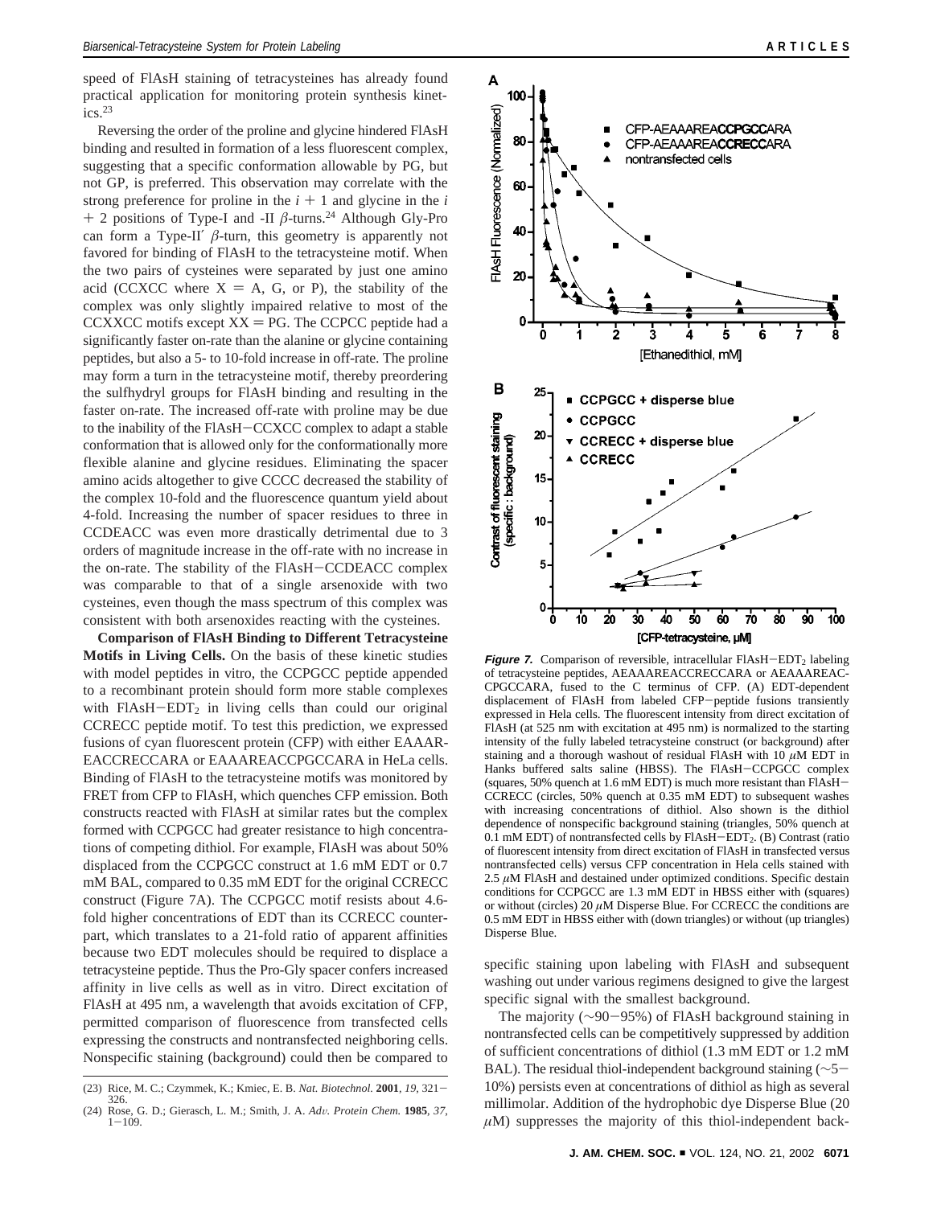speed of FlAsH staining of tetracysteines has already found practical application for monitoring protein synthesis kinetics.[23]

Reversing the order of the proline and glycine hindered FlAsH binding and resulted in formation of a less fluorescent complex, suggesting that a specific conformation allowable by PG, but not GP, is preferred. This observation may correlate with the strong preference for proline in the $i + 1$ and glycine in the $i + 2$ positions of Type-I and -II $\beta$-turns.[24] Although Gly-Pro can form a Type-II′ $\beta$-turn, this geometry is apparently not favored for binding of FlAsH to the tetracysteine motif. When the two pairs of cysteines were separated by just one amino acid (CCXCC where X = A, G, or P), the stability of the complex was only slightly impaired relative to most of the CCXXCC motifs except XX = PG. The CCPCC peptide had a significantly faster on-rate than the alanine or glycine containing peptides, but also a 5- to 10-fold increase in off-rate. The proline may form a turn in the tetracysteine motif, thereby preordering the sulfhydryl groups for FlAsH binding and resulting in the faster on-rate. The increased off-rate with proline may be due to the inability of the FlAsH−CCXCC complex to adapt a stable conformation that is allowed only for the conformationally more flexible alanine and glycine residues. Eliminating the spacer amino acids altogether to give CCCC decreased the stability of the complex 10-fold and the fluorescence quantum yield about 4-fold. Increasing the number of spacer residues to three in CCDEACC was even more drastically detrimental due to 3 orders of magnitude increase in the off-rate with no increase in the on-rate. The stability of the FlAsH−CCDEACC complex was comparable to that of a single arsenoxide with two cysteines, even though the mass spectrum of this complex was consistent with both arsenoxides reacting with the cysteines.

**Comparison of FlAsH Binding to Different Tetracysteine Motifs in Living Cells.** On the basis of these kinetic studies with model peptides in vitro, the CCPGCC peptide appended to a recombinant protein should form more stable complexes with FlAsH−$EDT_2$ in living cells than could our original CCRECC peptide motif. To test this prediction, we expressed fusions of cyan fluorescent protein (CFP) with either EAAAREACCRECCARA or EAAAREACCPGCCARA in HeLa cells. Binding of FlAsH to the tetracysteine motifs was monitored by FRET from CFP to FlAsH, which quenches CFP emission. Both constructs reacted with FlAsH at similar rates but the complex formed with CCPGCC had greater resistance to high concentrations of competing dithiol. For example, FlAsH was about 50% displaced from the CCPGCC construct at 1.6 mM EDT or 0.7 mM BAL, compared to 0.35 mM EDT for the original CCRECC construct (Figure 7A). The CCPGCC motif resists about 4.6-fold higher concentrations of EDT than its CCRECC counterpart, which translates to a 21-fold ratio of apparent affinities because two EDT molecules should be required to displace a tetracysteine peptide. Thus the Pro-Gly spacer confers increased affinity in live cells as well as in vitro. Direct excitation of FlAsH at 495 nm, a wavelength that avoids excitation of CFP, permitted comparison of fluorescence from transfected cells expressing the constructs and nontransfected neighboring cells. Nonspecific staining (background) could then be compared to specific staining upon labeling with FlAsH and subsequent washing out under various regimens designed to give the largest specific signal with the smallest background.

***Figure 7.*** Comparison of reversible, intracellular FlAsH−$EDT_2$ labeling of tetracysteine peptides, AEAAAREACCRECCARA or AEAAAREACCPGCCARA, fused to the C terminus of CFP. (A) EDT-dependent displacement of FlAsH from labeled CFP−peptide fusions transiently expressed in Hela cells. The fluorescent intensity from direct excitation of FlAsH (at 525 nm with excitation at 495 nm) is normalized to the starting intensity of the fully labeled tetracysteine construct (or background) after staining and a thorough washout of residual FlAsH with 10 $\mu$M EDT in Hanks buffered salts saline (HBSS). The FlAsH−CCPGCC complex (squares, 50% quench at 1.6 mM EDT) is much more resistant than FlAsH−CCRECC (circles, 50% quench at 0.35 mM EDT) to subsequent washes with increasing concentrations of dithiol. Also shown is the dithiol dependence of nonspecific background staining (triangles, 50% quench at 0.1 mM EDT) of nontransfected cells by FlAsH−$EDT_2$. (B) Contrast (ratio of fluorescent intensity from direct excitation of FlAsH in transfected versus nontransfected cells) versus CFP concentration in Hela cells stained with 2.5 $\mu$M FlAsH and destained under optimized conditions. Specific destain conditions for CCPGCC are 1.3 mM EDT in HBSS either with (squares) or without (circles) 20 $\mu$M Disperse Blue. For CCRECC the conditions are 0.5 mM EDT in HBSS either with (down triangles) or without (up triangles) Disperse Blue.

The majority (~90−95%) of FlAsH background staining in nontransfected cells can be competitively suppressed by addition of sufficient concentrations of dithiol (1.3 mM EDT or 1.2 mM BAL). The residual thiol-independent background staining (~5−10%) persists even at concentrations of dithiol as high as several millimolar. Addition of the hydrophobic dye Disperse Blue (20 $\mu$M) suppresses the majority of this thiol-independent back-

(23) Rice, M. C.; Czymmek, K.; Kmiec, E. B. *Nat. Biotechnol.* **2001**, *19*, 321−326.
(24) Rose, G. D.; Gierasch, L. M.; Smith, J. A. *Adv. Protein Chem.* **1985**, *37*, 1−109.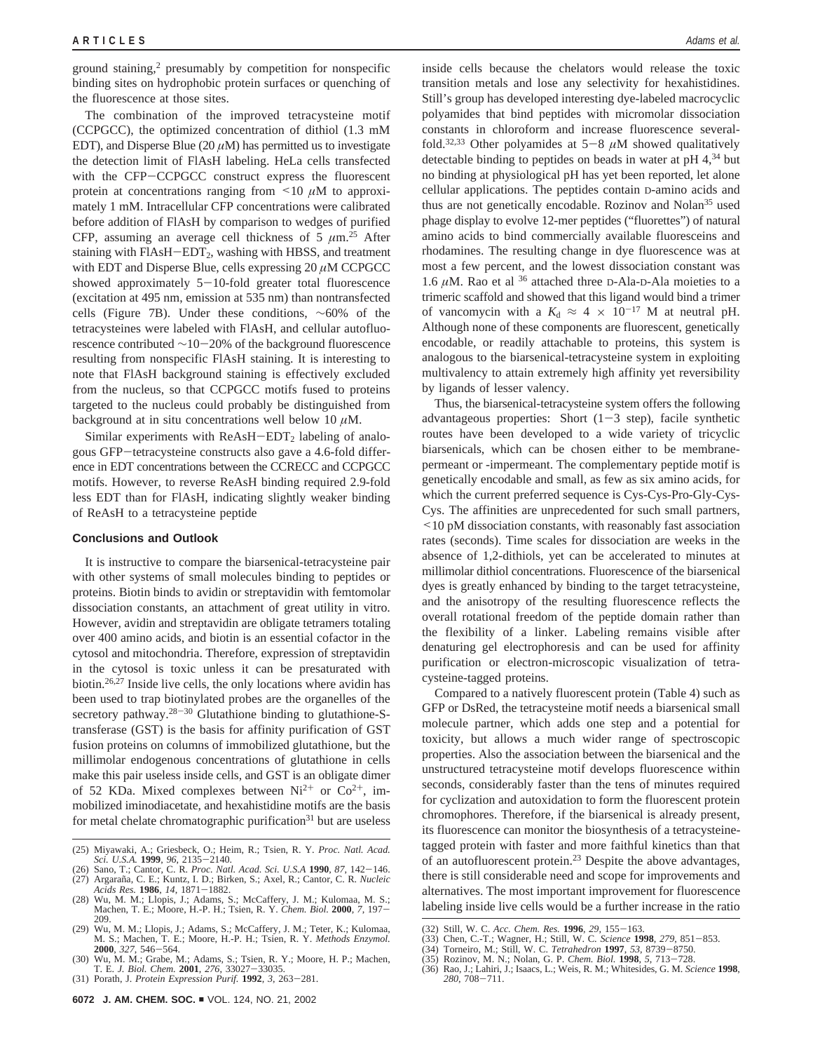ground staining,[2] presumably by competition for nonspecific binding sites on hydrophobic protein surfaces or quenching of the fluorescence at those sites.

The combination of the improved tetracysteine motif (CCPGCC), the optimized concentration of dithiol (1.3 mM EDT), and Disperse Blue (20 $\mu$M) has permitted us to investigate the detection limit of FlAsH labeling. HeLa cells transfected with the CFP–CCPGCC construct express the fluorescent protein at concentrations ranging from <10 $\mu$M to approximately 1 mM. Intracellular CFP concentrations were calibrated before addition of FlAsH by comparison to wedges of purified CFP, assuming an average cell thickness of 5 $\mu$m.[25] After staining with FlAsH–$EDT_2$, washing with HBSS, and treatment with EDT and Disperse Blue, cells expressing 20 $\mu$M CCPGCC showed approximately 5–10-fold greater total fluorescence (excitation at 495 nm, emission at 535 nm) than nontransfected cells (Figure 7B). Under these conditions, ~60% of the tetracysteines were labeled with FlAsH, and cellular autofluorescence contributed ~10–20% of the background fluorescence resulting from nonspecific FlAsH staining. It is interesting to note that FlAsH background staining is effectively excluded from the nucleus, so that CCPGCC motifs fused to proteins targeted to the nucleus could probably be distinguished from background at in situ concentrations well below 10 $\mu$M.

Similar experiments with ReAsH–$EDT_2$ labeling of analogous GFP–tetracysteine constructs also gave a 4.6-fold difference in EDT concentrations between the CCRECC and CCPGCC motifs. However, to reverse ReAsH binding required 2.9-fold less EDT than for FlAsH, indicating slightly weaker binding of ReAsH to a tetracysteine peptide

## Conclusions and Outlook

It is instructive to compare the biarsenical-tetracysteine pair with other systems of small molecules binding to peptides or proteins. Biotin binds to avidin or streptavidin with femtomolar dissociation constants, an attachment of great utility in vitro. However, avidin and streptavidin are obligate tetramers totaling over 400 amino acids, and biotin is an essential cofactor in the cytosol and mitochondria. Therefore, expression of streptavidin in the cytosol is toxic unless it can be presaturated with biotin.[26,27] Inside live cells, the only locations where avidin has been used to trap biotinylated probes are the organelles of the secretory pathway.[28–30] Glutathione binding to glutathione-S-transferase (GST) is the basis for affinity purification of GST fusion proteins on columns of immobilized glutathione, but the millimolar endogenous concentrations of glutathione in cells make this pair useless inside cells, and GST is an obligate dimer of 52 KDa. Mixed complexes between $Ni^{2+}$ or $Co^{2+}$, immobilized iminodiacetate, and hexahistidine motifs are the basis for metal chelate chromatographic purification[31] but are useless inside cells because the chelators would release the toxic transition metals and lose any selectivity for hexahistidines. Still's group has developed interesting dye-labeled macrocyclic polyamides that bind peptides with micromolar dissociation constants in chloroform and increase fluorescence several-fold.[32,33] Other polyamides at 5–8 $\mu$M showed qualitatively detectable binding to peptides on beads in water at pH 4,[34] but no binding at physiological pH has yet been reported, let alone cellular applications. The peptides contain D-amino acids and thus are not genetically encodable. Rozinov and Nolan[35] used phage display to evolve 12-mer peptides ("fluorettes") of natural amino acids to bind commercially available fluoresceins and rhodamines. The resulting change in dye fluorescence was at most a few percent, and the lowest dissociation constant was 1.6 $\mu$M. Rao et al [36] attached three D-Ala-D-Ala moieties to a trimeric scaffold and showed that this ligand would bind a trimer of vancomycin with a $K_d \approx 4 \times 10^{-17}$ M at neutral pH. Although none of these components are fluorescent, genetically encodable, or readily attachable to proteins, this system is analogous to the biarsenical-tetracysteine system in exploiting multivalency to attain extremely high affinity yet reversibility by ligands of lesser valency.

Thus, the biarsenical-tetracysteine system offers the following advantageous properties: Short (1–3 step), facile synthetic routes have been developed to a wide variety of tricyclic biarsenicals, which can be chosen either to be membrane-permeant or -impermeant. The complementary peptide motif is genetically encodable and small, as few as six amino acids, for which the current preferred sequence is Cys-Cys-Pro-Gly-Cys-Cys. The affinities are unprecedented for such small partners, <10 pM dissociation constants, with reasonably fast association rates (seconds). Time scales for dissociation are weeks in the absence of 1,2-dithiols, yet can be accelerated to minutes at millimolar dithiol concentrations. Fluorescence of the biarsenical dyes is greatly enhanced by binding to the target tetracysteine, and the anisotropy of the resulting fluorescence reflects the overall rotational freedom of the peptide domain rather than the flexibility of a linker. Labeling remains visible after denaturing gel electrophoresis and can be used for affinity purification or electron-microscopic visualization of tetracysteine-tagged proteins.

Compared to a natively fluorescent protein (Table 4) such as GFP or DsRed, the tetracysteine motif needs a biarsenical small molecule partner, which adds one step and a potential for toxicity, but allows a much wider range of spectroscopic properties. Also the association between the biarsenical and the unstructured tetracysteine motif develops fluorescence within seconds, considerably faster than the tens of minutes required for cyclization and autoxidation to form the fluorescent protein chromophores. Therefore, if the biarsenical is already present, its fluorescence can monitor the biosynthesis of a tetracysteine-tagged protein with faster and more faithful kinetics than that of an autofluorescent protein.[23] Despite the above advantages, there is still considerable need and scope for improvements and alternatives. The most important improvement for fluorescence labeling inside live cells would be a further increase in the ratio

(25) Miyawaki, A.; Griesbeck, O.; Heim, R.; Tsien, R. Y. *Proc. Natl. Acad. Sci. U.S.A.* **1999**, *96*, 2135–2140.
(26) Sano, T.; Cantor, C. R. *Proc. Natl. Acad. Sci. U.S.A* **1990**, *87*, 142–146.
(27) Argaraña, C. E.; Kuntz, I. D.; Birken, S.; Axel, R.; Cantor, C. R. *Nucleic Acids Res.* **1986**, *14*, 1871–1882.
(28) Wu, M. M.; Llopis, J.; Adams, S.; McCaffery, J. M.; Kulomaa, M. S.; Machen, T. E.; Moore, H.-P. H.; Tsien, R. Y. *Chem. Biol.* **2000**, *7*, 197–209.
(29) Wu, M. M.; Llopis, J.; Adams, S.; McCaffery, J. M.; Teter, K.; Kulomaa, M. S.; Machen, T. E.; Moore, H.-P. H.; Tsien, R. Y. *Methods Enzymol.* **2000**, *327*, 546–564.
(30) Wu, M. M.; Grabe, M.; Adams, S.; Tsien, R. Y.; Moore, H. P.; Machen, T. E. *J. Biol. Chem.* **2001**, *276*, 33027–33035.
(31) Porath, J. *Protein Expression Purif.* **1992**, *3*, 263–281.
(32) Still, W. C. *Acc. Chem. Res.* **1996**, *29*, 155–163.
(33) Chen, C.-T.; Wagner, H.; Still, W. C. *Science* **1998**, *279*, 851–853.
(34) Torneiro, M.; Still, W. C. *Tetrahedron* **1997**, *53*, 8739–8750.
(35) Rozinov, M. N.; Nolan, G. P. *Chem. Biol.* **1998**, *5*, 713–728.
(36) Rao, J.; Lahiri, J.; Isaacs, L.; Weis, R. M.; Whitesides, G. M. *Science* **1998**, *280*, 708–711.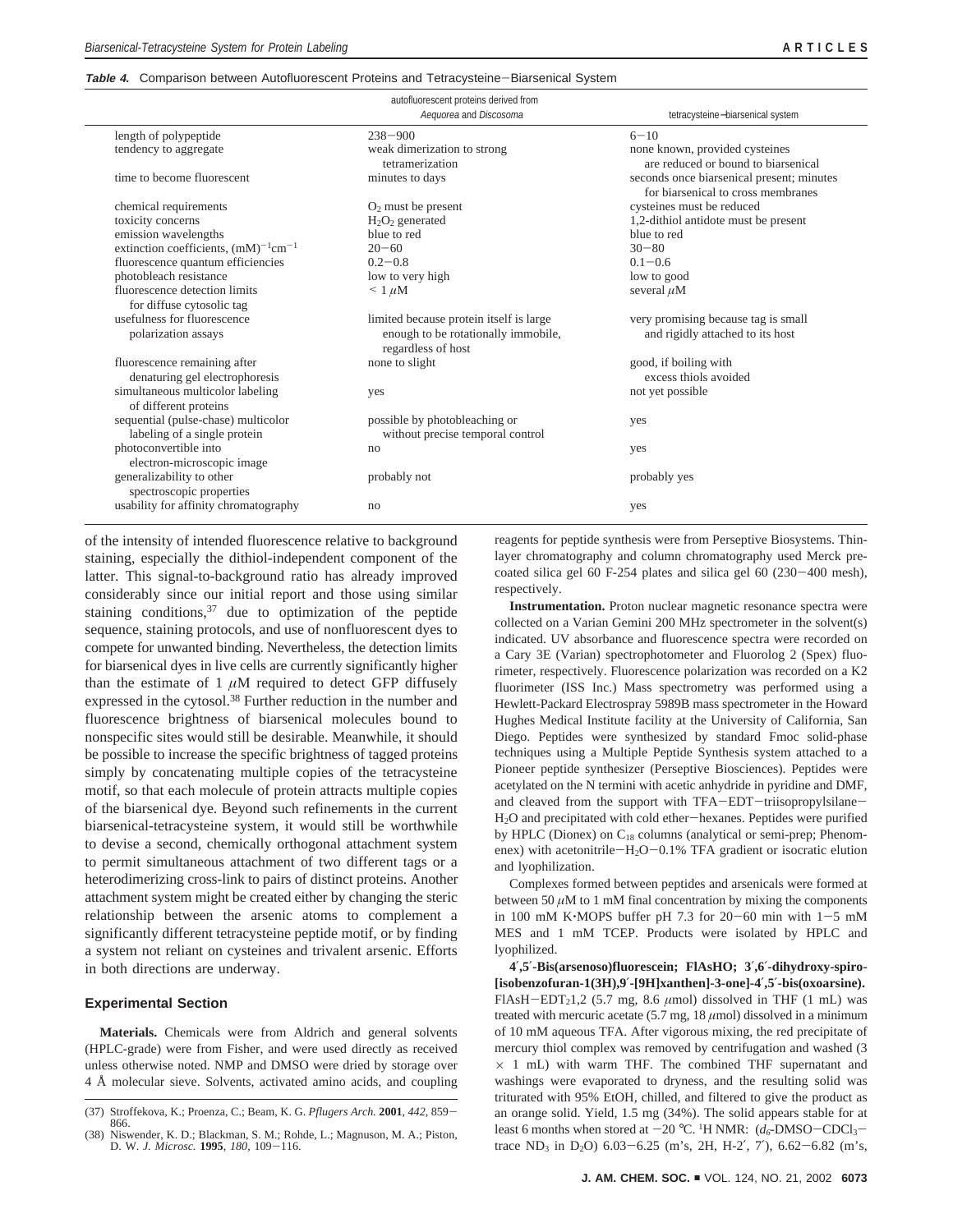**Table 4.** Comparison between Autofluorescent Proteins and Tetracysteine−Biarsenical System

| | autofluorescent proteins derived from *Aequorea* and *Discosoma* | tetracysteine−biarsenical system |
|---|---|---|
| length of polypeptide | 238−900 | 6−10 |
| tendency to aggregate | weak dimerization to strong tetramerization | none known, provided cysteines are reduced or bound to biarsenical |
| time to become fluorescent | minutes to days | seconds once biarsenical present; minutes for biarsenical to cross membranes |
| chemical requirements | $O_2$ must be present | cysteines must be reduced |
| toxicity concerns | $H_2O_2$ generated | 1,2-dithiol antidote must be present |
| emission wavelengths | blue to red | blue to red |
| extinction coefficients, $(mM)^{-1}cm^{-1}$ | 20−60 | 30−80 |
| fluorescence quantum efficiencies | 0.2−0.8 | 0.1−0.6 |
| photobleach resistance | low to very high | low to good |
| fluorescence detection limits for diffuse cytosolic tag | < 1 $\mu$M | several $\mu$M |
| usefulness for fluorescence polarization assays | limited because protein itself is large enough to be rotationally immobile, regardless of host | very promising because tag is small and rigidly attached to its host |
| fluorescence remaining after denaturing gel electrophoresis | none to slight | good, if boiling with excess thiols avoided |
| simultaneous multicolor labeling of different proteins | yes | not yet possible |
| sequential (pulse-chase) multicolor labeling of a single protein | possible by photobleaching or without precise temporal control | yes |
| photoconvertible into electron-microscopic image | no | yes |
| generalizability to other spectroscopic properties | probably not | probably yes |
| usability for affinity chromatography | no | yes |

of the intensity of intended fluorescence relative to background staining, especially the dithiol-independent component of the latter. This signal-to-background ratio has already improved considerably since our initial report and those using similar staining conditions,[37] due to optimization of the peptide sequence, staining protocols, and use of nonfluorescent dyes to compete for unwanted binding. Nevertheless, the detection limits for biarsenical dyes in live cells are currently significantly higher than the estimate of 1 $\mu$M required to detect GFP diffusely expressed in the cytosol.[38] Further reduction in the number and fluorescence brightness of biarsenical molecules bound to nonspecific sites would still be desirable. Meanwhile, it should be possible to increase the specific brightness of tagged proteins simply by concatenating multiple copies of the tetracysteine motif, so that each molecule of protein attracts multiple copies of the biarsenical dye. Beyond such refinements in the current biarsenical-tetracysteine system, it would still be worthwhile to devise a second, chemically orthogonal attachment system to permit simultaneous attachment of two different tags or a heterodimerizing cross-link to pairs of distinct proteins. Another attachment system might be created either by changing the steric relationship between the arsenic atoms to complement a significantly different tetracysteine peptide motif, or by finding a system not reliant on cysteines and trivalent arsenic. Efforts in both directions are underway.

## Experimental Section

**Materials.** Chemicals were from Aldrich and general solvents (HPLC-grade) were from Fisher, and were used directly as received unless otherwise noted. NMP and DMSO were dried by storage over 4 Å molecular sieve. Solvents, activated amino acids, and coupling reagents for peptide synthesis were from Perseptive Biosystems. Thin-layer chromatography and column chromatography used Merck precoated silica gel 60 F-254 plates and silica gel 60 (230−400 mesh), respectively.

**Instrumentation.** Proton nuclear magnetic resonance spectra were collected on a Varian Gemini 200 MHz spectrometer in the solvent(s) indicated. UV absorbance and fluorescence spectra were recorded on a Cary 3E (Varian) spectrophotometer and Fluorolog 2 (Spex) fluorimeter, respectively. Fluorescence polarization was recorded on a K2 fluorimeter (ISS Inc.) Mass spectrometry was performed using a Hewlett-Packard Electrospray 5989B mass spectrometer in the Howard Hughes Medical Institute facility at the University of California, San Diego. Peptides were synthesized by standard Fmoc solid-phase techniques using a Multiple Peptide Synthesis system attached to a Pioneer peptide synthesizer (Perseptive Biosciences). Peptides were acetylated on the N termini with acetic anhydride in pyridine and DMF, and cleaved from the support with TFA−EDT−triisopropylsilane−$H_2O$ and precipitated with cold ether−hexanes. Peptides were purified by HPLC (Dionex) on $C_{18}$ columns (analytical or semi-prep; Phenomenex) with acetonitrile−$H_2O$−0.1% TFA gradient or isocratic elution and lyophilization.

Complexes formed between peptides and arsenicals were formed at between 50 $\mu$M to 1 mM final concentration by mixing the components in 100 mM K·MOPS buffer pH 7.3 for 20−60 min with 1−5 mM MES and 1 mM TCEP. Products were isolated by HPLC and lyophilized.

**4′,5′-Bis(arsenoso)fluorescein; FlAsHO; 3′,6′-dihydroxy-spiro-[isobenzofuran-1(3H),9′-[9H]xanthen]-3-one]-4′,5′-bis(oxoarsine).** FlAsH−$EDT_2$1,2 (5.7 mg, 8.6 $\mu$mol) dissolved in THF (1 mL) was treated with mercuric acetate (5.7 mg, 18 $\mu$mol) dissolved in a minimum of 10 mM aqueous TFA. After vigorous mixing, the red precipitate of mercury thiol complex was removed by centrifugation and washed (3 × 1 mL) with warm THF. The combined THF supernatant and washings were evaporated to dryness, and the resulting solid was triturated with 95% EtOH, chilled, and filtered to give the product as an orange solid. Yield, 1.5 mg (34%). The solid appears stable for at least 6 months when stored at −20 °C. $^1$H NMR: ($d_6$-DMSO−$CDCl_3$−trace $ND_3$ in $D_2O$) 6.03−6.25 (m's, 2H, H-2′, 7′), 6.62−6.82 (m's,

(37) Stroffekova, K.; Proenza, C.; Beam, K. G. *Pflugers Arch.* **2001**, *442*, 859−866.

(38) Niswender, K. D.; Blackman, S. M.; Rohde, L.; Magnuson, M. A.; Piston, D. W. *J. Microsc.* **1995**, *180*, 109−116.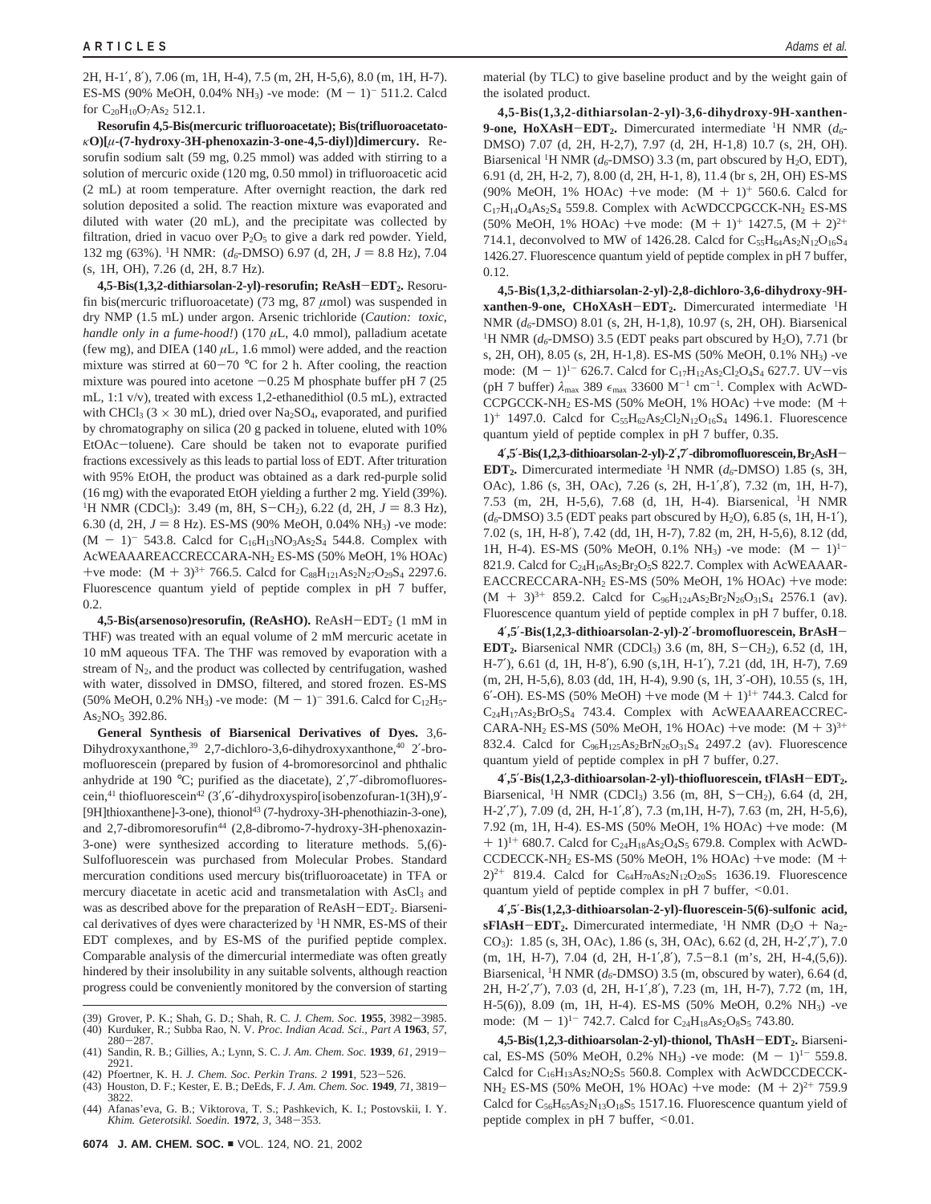2H, H-1′, 8′), 7.06 (m, 1H, H-4), 7.5 (m, 2H, H-5,6), 8.0 (m, 1H, H-7). ES-MS (90% MeOH, 0.04% $NH_3$) -ve mode: $(M - 1)^-$ 511.2. Calcd for $C_{20}H_{10}O_7As_2$ 512.1.

**Resorufin 4,5-Bis(mercuric trifluoroacetate); Bis(trifluoroacetato-κO)[μ-(7-hydroxy-3H-phenoxazin-3-one-4,5-diyl)]dimercury.** Resorufin sodium salt (59 mg, 0.25 mmol) was added with stirring to a solution of mercuric oxide (120 mg, 0.50 mmol) in trifluoroacetic acid (2 mL) at room temperature. After overnight reaction, the dark red solution deposited a solid. The reaction mixture was evaporated and diluted with water (20 mL), and the precipitate was collected by filtration, dried in vacuo over $P_2O_5$ to give a dark red powder. Yield, 132 mg (63%). $^1$H NMR: ($d_6$-DMSO) 6.97 (d, 2H, $J$ = 8.8 Hz), 7.04 (s, 1H, OH), 7.26 (d, 2H, 8.7 Hz).

**4,5-Bis(1,3,2-dithiarsolan-2-yl)-resorufin; ReAsH−EDT$_2$.** Resorufin bis(mercuric trifluoroacetate) (73 mg, 87 μmol) was suspended in dry NMP (1.5 mL) under argon. Arsenic trichloride (*Caution: toxic, handle only in a fume-hood!*) (170 μL, 4.0 mmol), palladium acetate (few mg), and DIEA (140 μL, 1.6 mmol) were added, and the reaction mixture was stirred at 60−70 °C for 2 h. After cooling, the reaction mixture was poured into acetone −0.25 M phosphate buffer pH 7 (25 mL, 1:1 v/v), treated with excess 1,2-ethanedithiol (0.5 mL), extracted with $CHCl_3$ (3 × 30 mL), dried over $Na_2SO_4$, evaporated, and purified by chromatography on silica (20 g packed in toluene, eluted with 10% EtOAc−toluene). Care should be taken not to evaporate purified fractions excessively as this leads to partial loss of EDT. After trituration with 95% EtOH, the product was obtained as a dark red-purple solid (16 mg) with the evaporated EtOH yielding a further 2 mg. Yield (39%). $^1$H NMR ($CDCl_3$): 3.49 (m, 8H, S−$CH_2$), 6.22 (d, 2H, $J$ = 8.3 Hz), 6.30 (d, 2H, $J$ = 8 Hz). ES-MS (90% MeOH, 0.04% $NH_3$) -ve mode: $(M - 1)^-$ 543.8. Calcd for $C_{16}H_{13}NO_3As_2S_4$ 544.8. Complex with AcWEAAAREACCRECCARA-$NH_2$ ES-MS (50% MeOH, 1% HOAc) +ve mode: $(M + 3)^{3+}$ 766.5. Calcd for $C_{88}H_{121}As_2N_{27}O_{29}S_4$ 2297.6. Fluorescence quantum yield of peptide complex in pH 7 buffer, 0.2.

**4,5-Bis(arsenoso)resorufin, (ReAsHO).** ReAsH−EDT$_2$ (1 mM in THF) was treated with an equal volume of 2 mM mercuric acetate in 10 mM aqueous TFA. The THF was removed by evaporation with a stream of $N_2$, and the product was collected by centrifugation, washed with water, dissolved in DMSO, filtered, and stored frozen. ES-MS (50% MeOH, 0.2% $NH_3$) -ve mode: $(M - 1)^-$ 391.6. Calcd for $C_{12}H_5As_2NO_5$ 392.86.

**General Synthesis of Biarsenical Derivatives of Dyes.** 3,6-Dihydroxyxanthone,[39] 2,7-dichloro-3,6-dihydroxyxanthone,[40] 2′-bromofluorescein (prepared by fusion of 4-bromoresorcinol and phthalic anhydride at 190 °C; purified as the diacetate), 2′,7′-dibromofluorescein,[41] thiofluorescein[42] (3′,6′-dihydroxyspiro[isobenzofuran-1(3H),9′-[9H]thioxanthene]-3-one), thionol[43] (7-hydroxy-3H-phenothiazin-3-one), and 2,7-dibromoresorufin[44] (2,8-dibromo-7-hydroxy-3H-phenoxazin-3-one) were synthesized according to literature methods. 5,(6)-Sulfofluorescein was purchased from Molecular Probes. Standard mercuration conditions used mercury bis(trifluoroacetate) in TFA or mercury diacetate in acetic acid and transmetalation with $AsCl_3$ and was as described above for the preparation of ReAsH−EDT$_2$. Biarsenical derivatives of dyes were characterized by $^1$H NMR, ES-MS of their EDT complexes, and by ES-MS of the purified peptide complex. Comparable analysis of the dimercurial intermediate was often greatly hindered by their insolubility in any suitable solvents, although reaction progress could be conveniently monitored by the conversion of starting material (by TLC) to give baseline product and by the weight gain of the isolated product.

**4,5-Bis(1,3,2-dithiarsolan-2-yl)-3,6-dihydroxy-9H-xanthen-9-one, HoXAsH−EDT$_2$.** Dimercurated intermediate $^1$H NMR ($d_6$-DMSO) 7.07 (d, 2H, H-2,7), 7.97 (d, 2H, H-1,8) 10.7 (s, 2H, OH). Biarsenical $^1$H NMR ($d_6$-DMSO) 3.3 (m, part obscured by $H_2O$, EDT), 6.91 (d, 2H, H-2, 7), 8.00 (d, 2H, H-1, 8), 11.4 (br s, 2H, OH) ES-MS (90% MeOH, 1% HOAc) +ve mode: $(M + 1)^+$ 560.6. Calcd for $C_{17}H_{14}O_4As_2S_4$ 559.8. Complex with AcWDCCPGCCK-$NH_2$ ES-MS (50% MeOH, 1% HOAc) +ve mode: $(M + 1)^+$ 1427.5, $(M + 2)^{2+}$ 714.1, deconvolved to MW of 1426.28. Calcd for $C_{55}H_{64}As_2N_{12}O_{16}S_4$ 1426.27. Fluorescence quantum yield of peptide complex in pH 7 buffer, 0.12.

**4,5-Bis(1,3,2-dithiarsolan-2-yl)-2,8-dichloro-3,6-dihydroxy-9H-xanthen-9-one, CHoXAsH−EDT$_2$.** Dimercurated intermediate $^1$H NMR ($d_6$-DMSO) 8.01 (s, 2H, H-1,8), 10.97 (s, 2H, OH). Biarsenical $^1$H NMR ($d_6$-DMSO) 3.5 (EDT peaks part obscured by $H_2O$), 7.71 (br s, 2H, OH), 8.05 (s, 2H, H-1,8). ES-MS (50% MeOH, 0.1% $NH_3$) -ve mode: $(M - 1)^{1-}$ 626.7. Calcd for $C_{17}H_{12}As_2Cl_2O_4S_4$ 627.7. UV−vis (pH 7 buffer) $\lambda_{max}$ 389 $\epsilon_{max}$ 33600 $M^{-1}$ $cm^{-1}$. Complex with AcWD-CCPGCCK-$NH_2$ ES-MS (50% MeOH, 1% HOAc) +ve mode: $(M + 1)^+$ 1497.0. Calcd for $C_{55}H_{62}As_2Cl_2N_{12}O_{16}S_4$ 1496.1. Fluorescence quantum yield of peptide complex in pH 7 buffer, 0.35.

**4′,5′-Bis(1,2,3-dithioarsolan-2-yl)-2′,7′-dibromofluorescein, Br$_2$AsH−EDT$_2$.** Dimercurated intermediate $^1$H NMR ($d_6$-DMSO) 1.85 (s, 3H, OAc), 1.86 (s, 3H, OAc), 7.26 (s, 2H, H-1′,8′), 7.32 (m, 1H, H-7), 7.53 (m, 2H, H-5,6), 7.68 (d, 1H, H-4). Biarsenical, $^1$H NMR ($d_6$-DMSO) 3.5 (EDT peaks part obscured by $H_2O$), 6.85 (s, 1H, H-1′), 7.02 (s, 1H, H-8′), 7.42 (dd, 1H, H-7), 7.82 (m, 2H, H-5,6), 8.12 (dd, 1H, H-4). ES-MS (50% MeOH, 0.1% $NH_3$) -ve mode: $(M - 1)^{1-}$ 821.9. Calcd for $C_{24}H_{16}As_2Br_2O_5S$ 822.7. Complex with AcWEAAAR-EACCRECCARA-$NH_2$ ES-MS (50% MeOH, 1% HOAc) +ve mode: $(M + 3)^{3+}$ 859.2. Calcd for $C_{96}H_{124}As_2Br_2N_{26}O_{31}S_4$ 2576.1 (av). Fluorescence quantum yield of peptide complex in pH 7 buffer, 0.18.

**4′,5′-Bis(1,2,3-dithioarsolan-2-yl)-2′-bromofluorescein, BrAsH−EDT$_2$.** Biarsenical NMR ($CDCl_3$) 3.6 (m, 8H, S−$CH_2$), 6.52 (d, 1H, H-7′), 6.61 (d, 1H, H-8′), 6.90 (s,1H, H-1′), 7.21 (dd, 1H, H-7), 7.69 (m, 2H, H-5,6), 8.03 (dd, 1H, H-4), 9.90 (s, 1H, 3′-OH), 10.55 (s, 1H, 6′-OH). ES-MS (50% MeOH) +ve mode $(M + 1)^{1+}$ 744.3. Calcd for $C_{24}H_{17}As_2BrO_5S_4$ 743.4. Complex with AcWEAAAREACCREC-CARA-$NH_2$ ES-MS (50% MeOH, 1% HOAc) +ve mode: $(M + 3)^{3+}$ 832.4. Calcd for $C_{96}H_{125}As_2BrN_{26}O_{31}S_4$ 2497.2 (av). Fluorescence quantum yield of peptide complex in pH 7 buffer, 0.27.

**4′,5′-Bis(1,2,3-dithioarsolan-2-yl)-thiofluorescein, tFlAsH−EDT$_2$.** Biarsenical, $^1$H NMR ($CDCl_3$) 3.56 (m, 8H, S−$CH_2$), 6.64 (d, 2H, H-2′,7′), 7.09 (d, 2H, H-1′,8′), 7.3 (m,1H, H-7), 7.63 (m, 2H, H-5,6), 7.92 (m, 1H, H-4). ES-MS (50% MeOH, 1% HOAc) +ve mode: $(M + 1)^{1+}$ 680.7. Calcd for $C_{24}H_{18}As_2O_4S_5$ 679.8. Complex with AcWD-CCDCCK-$NH_2$ ES-MS (50% MeOH, 1% HOAc) +ve mode: $(M + 2)^{2+}$ 819.4. Calcd for $C_{64}H_{70}As_2N_{12}O_{20}S_5$ 1636.19. Fluorescence quantum yield of peptide complex in pH 7 buffer, <0.01.

**4′,5′-Bis(1,2,3-dithioarsolan-2-yl)-fluorescein-5(6)-sulfonic acid, sFlAsH−EDT$_2$.** Dimercurated intermediate, $^1$H NMR ($D_2O$ + $Na_2CO_3$): 1.85 (s, 3H, OAc), 1.86 (s, 3H, OAc), 6.62 (d, 2H, H-2′,7′), 7.0 (m, 1H, H-7), 7.04 (d, 2H, H-1′,8′), 7.5−8.1 (m's, 2H, H-4,(5)6)). Biarsenical, $^1$H NMR ($d_6$-DMSO) 3.5 (m, obscured by water), 6.64 (d, 2H, H-2′,7′), 7.03 (d, 2H, H-1′,8′), 7.23 (m, 1H, H-7), 7.72 (m, 1H, H-5(6)), 8.09 (m, 1H, H-4). ES-MS (50% MeOH, 0.2% $NH_3$) -ve mode: $(M - 1)^{1-}$ 742.7. Calcd for $C_{24}H_{18}As_2O_8S_5$ 743.80.

**4,5-Bis(1,2,3-dithioarsolan-2-yl)-thionol, ThAsH−EDT$_2$.** Biarsenical, ES-MS (50% MeOH, 0.2% $NH_3$) -ve mode: $(M - 1)^{1-}$ 559.8. Calcd for $C_{16}H_{13}As_2NO_2S_5$ 560.8. Complex with AcWDCCDECCK-$NH_2$ ES-MS (50% MeOH, 1% HOAc) +ve mode: $(M + 2)^{2+}$ 759.9 Calcd for $C_{56}H_{65}As_2N_{13}O_{18}S_5$ 1517.16. Fluorescence quantum yield of peptide complex in pH 7 buffer, <0.01.

(39) Grover, P. K.; Shah, G. D.; Shah, R. C. *J. Chem. Soc.* **1955**, 3982−3985.
(40) Kurduker, R.; Subba Rao, N. V. *Proc. Indian Acad. Sci., Part A* **1963**, *57*, 280−287.
(41) Sandin, R. B.; Gillies, A.; Lynn, S. C. *J. Am. Chem. Soc.* **1939**, *61*, 2919−2921.
(42) Pfoertner, K. H. *J. Chem. Soc. Perkin Trans. 2* **1991**, 523−526.
(43) Houston, D. F.; Kester, E. B.; DeEds, F. *J. Am. Chem. Soc.* **1949**, *71*, 3819−3822.
(44) Afanas'eva, G. B.; Viktorova, T. S.; Pashkevich, K. I.; Postovskii, I. Y. *Khim. Geterotsikl. Soedin.* **1972**, *3*, 348−353.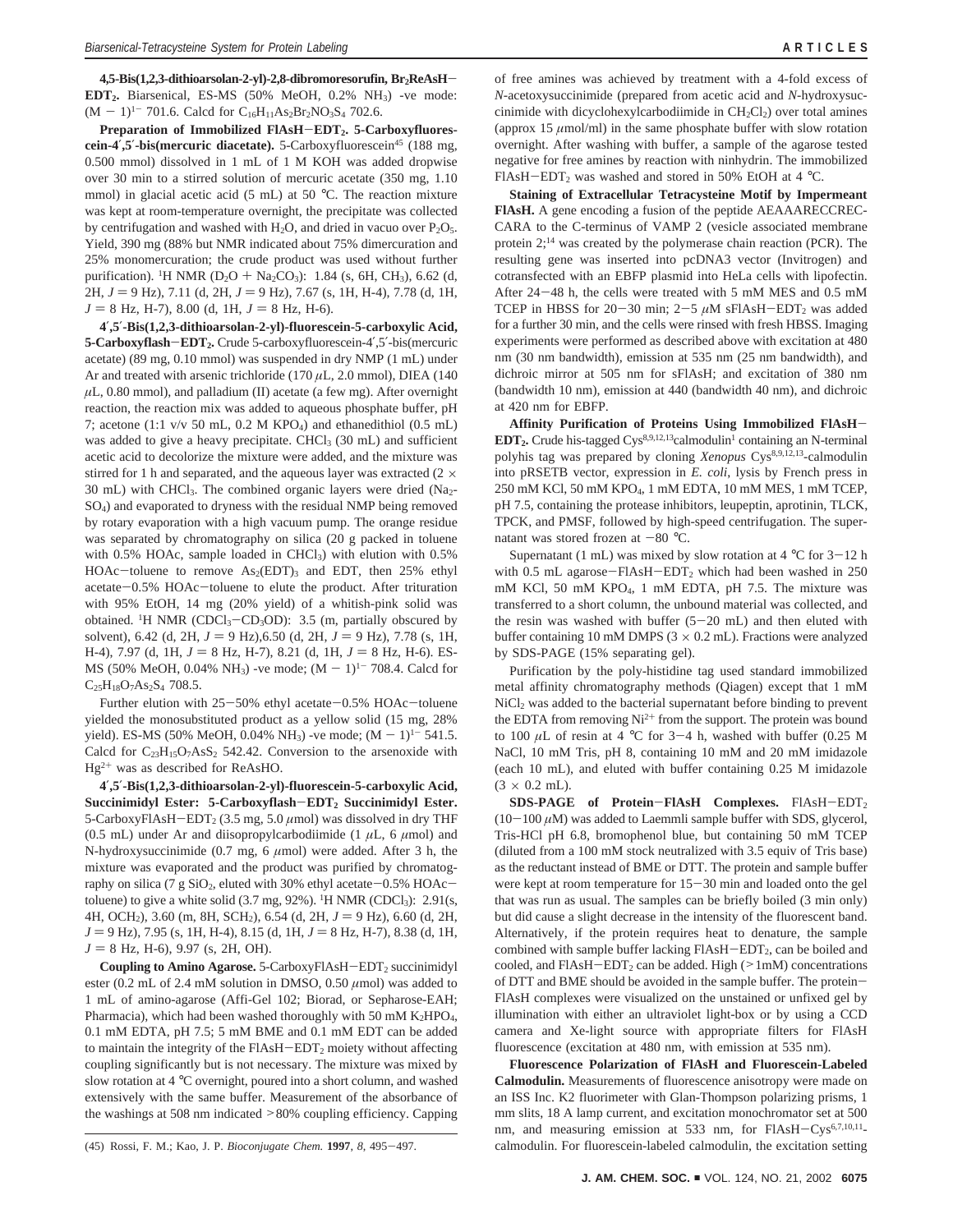**4,5-Bis(1,2,3-dithioarsolan-2-yl)-2,8-dibromoresorufin, $Br_2$ReAsH−EDT$_2$.** Biarsenical, ES-MS (50% MeOH, 0.2% $NH_3$) -ve mode: $(M - 1)^{1-}$ 701.6. Calcd for $C_{16}H_{11}As_2Br_2NO_3S_4$ 702.6.

**Preparation of Immobilized FlAsH−EDT$_2$. 5-Carboxyfluorescein-4′,5′-bis(mercuric diacetate).** 5-Carboxyfluorescein[45] (188 mg, 0.500 mmol) dissolved in 1 mL of 1 M KOH was added dropwise over 30 min to a stirred solution of mercuric acetate (350 mg, 1.10 mmol) in glacial acetic acid (5 mL) at 50 °C. The reaction mixture was kept at room-temperature overnight, the precipitate was collected by centrifugation and washed with $H_2O$, and dried in vacuo over $P_2O_5$. Yield, 390 mg (88% but NMR indicated about 75% dimercuration and 25% monomercuration; the crude product was used without further purification). $^1$H NMR ($D_2O$ + $Na_2CO_3$): 1.84 (s, 6H, $CH_3$), 6.62 (d, 2H, $J$ = 9 Hz), 7.11 (d, 2H, $J$ = 9 Hz), 7.67 (s, 1H, H-4), 7.78 (d, 1H, $J$ = 8 Hz, H-7), 8.00 (d, 1H, $J$ = 8 Hz, H-6).

**4′,5′-Bis(1,2,3-dithioarsolan-2-yl)-fluorescein-5-carboxylic Acid, 5-Carboxyflash−EDT$_2$.** Crude 5-carboxyfluorescein-4′,5′-bis(mercuric acetate) (89 mg, 0.10 mmol) was suspended in dry NMP (1 mL) under Ar and treated with arsenic trichloride (170 μL, 2.0 mmol), DIEA (140 μL, 0.80 mmol), and palladium (II) acetate (a few mg). After overnight reaction, the reaction mix was added to aqueous phosphate buffer, pH 7; acetone (1:1 v/v 50 mL, 0.2 M $KPO_4$) and ethanedithiol (0.5 mL) was added to give a heavy precipitate. $CHCl_3$ (30 mL) and sufficient acetic acid to decolorize the mixture were added, and the mixture was stirred for 1 h and separated, and the aqueous layer was extracted (2 × 30 mL) with $CHCl_3$. The combined organic layers were dried ($Na_2SO_4$) and evaporated to dryness with the residual NMP being removed by rotary evaporation with a high vacuum pump. The orange residue was separated by chromatography on silica (20 g packed in toluene with 0.5% HOAc, sample loaded in $CHCl_3$) with elution with 0.5% HOAc−toluene to remove $As_2(EDT)_3$ and EDT, then 25% ethyl acetate−0.5% HOAc−toluene to elute the product. After trituration with 95% EtOH, 14 mg (20% yield) of a whitish-pink solid was obtained. $^1$H NMR ($CDCl_3$−$CD_3OD$): 3.5 (m, partially obscured by solvent), 6.42 (d, 2H, $J$ = 9 Hz),6.50 (d, 2H, $J$ = 9 Hz), 7.78 (s, 1H, H-4), 7.97 (d, 1H, $J$ = 8 Hz, H-7), 8.21 (d, 1H, $J$ = 8 Hz, H-6). ES-MS (50% MeOH, 0.04% $NH_3$) -ve mode; $(M - 1)^{1-}$ 708.4. Calcd for $C_{25}H_{18}O_7As_2S_4$ 708.5.

Further elution with 25−50% ethyl acetate−0.5% HOAc−toluene yielded the monosubstituted product as a yellow solid (15 mg, 28% yield). ES-MS (50% MeOH, 0.04% $NH_3$) -ve mode; $(M - 1)^{1-}$ 541.5. Calcd for $C_{23}H_{15}O_7AsS_2$ 542.42. Conversion to the arsenoxide with $Hg^{2+}$ was as described for ReAsHO.

**4′,5′-Bis(1,2,3-dithioarsolan-2-yl)-fluorescein-5-carboxylic Acid, Succinimidyl Ester: 5-Carboxyflash−EDT$_2$ Succinimidyl Ester.** 5-CarboxyFlAsH−EDT$_2$ (3.5 mg, 5.0 μmol) was dissolved in dry THF (0.5 mL) under Ar and diisopropylcarbodiimide (1 μL, 6 μmol) and N-hydroxysuccinimide (0.7 mg, 6 μmol) were added. After 3 h, the mixture was evaporated and the product was purified by chromatography on silica (7 g $SiO_2$, eluted with 30% ethyl acetate−0.5% HOAc−toluene) to give a white solid (3.7 mg, 92%). $^1$H NMR ($CDCl_3$): 2.91(s, 4H, $OCH_2$), 3.60 (m, 8H, $SCH_2$), 6.54 (d, 2H, $J$ = 9 Hz), 6.60 (d, 2H, $J$ = 9 Hz), 7.95 (s, 1H, H-4), 8.15 (d, 1H, $J$ = 8 Hz, H-7), 8.38 (d, 1H, $J$ = 8 Hz, H-6), 9.97 (s, 2H, OH).

**Coupling to Amino Agarose.** 5-CarboxyFlAsH−EDT$_2$ succinimidyl ester (0.2 mL of 2.4 mM solution in DMSO, 0.50 μmol) was added to 1 mL of amino-agarose (Affi-Gel 102; Biorad, or Sepharose-EAH; Pharmacia), which had been washed thoroughly with 50 mM $K_2HPO_4$, 0.1 mM EDTA, pH 7.5; 5 mM BME and 0.1 mM EDT can be added to maintain the integrity of the FlAsH−EDT$_2$ moiety without affecting coupling significantly but is not necessary. The mixture was mixed by slow rotation at 4 °C overnight, poured into a short column, and washed extensively with the same buffer. Measurement of the absorbance of the washings at 508 nm indicated >80% coupling efficiency. Capping of free amines was achieved by treatment with a 4-fold excess of *N*-acetoxysuccinimide (prepared from acetic acid and *N*-hydroxysuccinimide with dicyclohexylcarbodiimide in $CH_2Cl_2$) over total amines (approx 15 μmol/ml) in the same phosphate buffer with slow rotation overnight. After washing with buffer, a sample of the agarose tested negative for free amines by reaction with ninhydrin. The immobilized FlAsH−EDT$_2$ was washed and stored in 50% EtOH at 4 °C.

**Staining of Extracellular Tetracysteine Motif by Impermeant FlAsH.** A gene encoding a fusion of the peptide AEAAARECCRECARA to the C-terminus of VAMP 2 (vesicle associated membrane protein 2;[14] was created by the polymerase chain reaction (PCR). The resulting gene was inserted into pcDNA3 vector (Invitrogen) and cotransfected with an EBFP plasmid into HeLa cells with lipofectin. After 24−48 h, the cells were treated with 5 mM MES and 0.5 mM TCEP in HBSS for 20−30 min; 2−5 μM sFlAsH−EDT$_2$ was added for a further 30 min, and the cells were rinsed with fresh HBSS. Imaging experiments were performed as described above with excitation at 480 nm (30 nm bandwidth), emission at 535 nm (25 nm bandwidth), and dichroic mirror at 505 nm for sFlAsH; and excitation of 380 nm (bandwidth 10 nm), emission at 440 (bandwidth 40 nm), and dichroic at 420 nm for EBFP.

**Affinity Purification of Proteins Using Immobilized FlAsH−EDT$_2$.** Crude his-tagged Cys[8,9,12,13]calmodulin[1] containing an N-terminal polyhis tag was prepared by cloning *Xenopus* Cys[8,9,12,13]-calmodulin into pRSETB vector, expression in *E. coli*, lysis by French press in 250 mM KCl, 50 mM $KPO_4$, 1 mM EDTA, 10 mM MES, 1 mM TCEP, pH 7.5, containing the protease inhibitors, leupeptin, aprotinin, TLCK, TPCK, and PMSF, followed by high-speed centrifugation. The supernatant was stored frozen at −80 °C.

Supernatant (1 mL) was mixed by slow rotation at 4 °C for 3−12 h with 0.5 mL agarose−FlAsH−EDT$_2$ which had been washed in 250 mM KCl, 50 mM $KPO_4$, 1 mM EDTA, pH 7.5. The mixture was transferred to a short column, the unbound material was collected, and the resin was washed with buffer (5−20 mL) and then eluted with buffer containing 10 mM DMPS (3 × 0.2 mL). Fractions were analyzed by SDS-PAGE (15% separating gel).

Purification by the poly-histidine tag used standard immobilized metal affinity chromatography methods (Qiagen) except that 1 mM $NiCl_2$ was added to the bacterial supernatant before binding to prevent the EDTA from removing $Ni^{2+}$ from the support. The protein was bound to 100 μL of resin at 4 °C for 3−4 h, washed with buffer (0.25 M NaCl, 10 mM Tris, pH 8, containing 10 mM and 20 mM imidazole (each 10 mL), and eluted with buffer containing 0.25 M imidazole (3 × 0.2 mL).

**SDS-PAGE of Protein−FlAsH Complexes.** FlAsH−EDT$_2$ (10−100 μM) was added to Laemmli sample buffer with SDS, glycerol, Tris-HCl pH 6.8, bromophenol blue, but containing 50 mM TCEP (diluted from a 100 mM stock neutralized with 3.5 equiv of Tris base) as the reductant instead of BME or DTT. The protein and sample buffer were kept at room temperature for 15−30 min and loaded onto the gel that was run as usual. The samples can be briefly boiled (3 min only) but did cause a slight decrease in the intensity of the fluorescent band. Alternatively, if the protein requires heat to denature, the sample combined with sample buffer lacking FlAsH−EDT$_2$, can be boiled and cooled, and FlAsH−EDT$_2$ can be added. High (>1mM) concentrations of DTT and BME should be avoided in the sample buffer. The protein−FlAsH complexes were visualized on the unstained or unfixed gel by illumination with either an ultraviolet light-box or by using a CCD camera and Xe-light source with appropriate filters for FlAsH fluorescence (excitation at 480 nm, with emission at 535 nm).

**Fluorescence Polarization of FlAsH and Fluorescein-Labeled Calmodulin.** Measurements of fluorescence anisotropy were made on an ISS Inc. K2 fluorimeter with Glan-Thompson polarizing prisms, 1 mm slits, 18 A lamp current, and excitation monochromator set at 500 nm, and measuring emission at 533 nm, for FlAsH−Cys[6,7,10,11]-calmodulin. For fluorescein-labeled calmodulin, the excitation setting

(45) Rossi, F. M.; Kao, J. P. *Bioconjugate Chem.* **1997**, *8*, 495−497.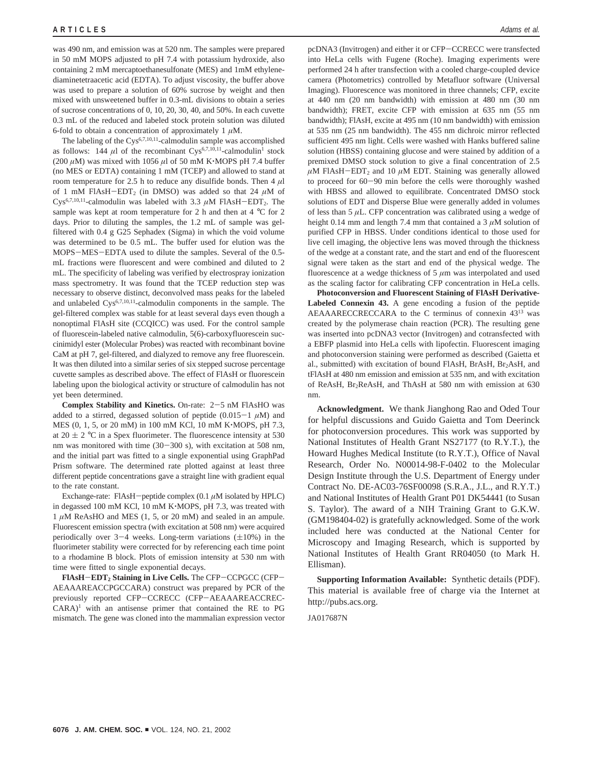was 490 nm, and emission was at 520 nm. The samples were prepared in 50 mM MOPS adjusted to pH 7.4 with potassium hydroxide, also containing 2 mM mercaptoethanesulfonate (MES) and 1mM ethylenediaminetetraacetic acid (EDTA). To adjust viscosity, the buffer above was used to prepare a solution of 60% sucrose by weight and then mixed with unsweetened buffer in 0.3-mL divisions to obtain a series of sucrose concentrations of 0, 10, 20, 30, 40, and 50%. In each cuvette 0.3 mL of the reduced and labeled stock protein solution was diluted 6-fold to obtain a concentration of approximately 1 $\mu$M.

The labeling of the $Cys^{6,7,10,11}$-calmodulin sample was accomplished as follows: 144 $\mu$l of the recombinant $Cys^{6,7,10,11}$-calmodulin[1] stock (200 $\mu$M) was mixed with 1056 $\mu$l of 50 mM K·MOPS pH 7.4 buffer (no MES or EDTA) containing 1 mM (TCEP) and allowed to stand at room temperature for 2.5 h to reduce any disulfide bonds. Then 4 $\mu$l of 1 mM FlAsH−$EDT_2$ (in DMSO) was added so that 24 $\mu$M of $Cys^{6,7,10,11}$-calmodulin was labeled with 3.3 $\mu$M FlAsH−$EDT_2$. The sample was kept at room temperature for 2 h and then at 4 °C for 2 days. Prior to diluting the samples, the 1.2 mL of sample was gel-filtered with 0.4 g G25 Sephadex (Sigma) in which the void volume was determined to be 0.5 mL. The buffer used for elution was the MOPS−MES−EDTA used to dilute the samples. Several of the 0.5-mL fractions were fluorescent and were combined and diluted to 2 mL. The specificity of labeling was verified by electrospray ionization mass spectrometry. It was found that the TCEP reduction step was necessary to observe distinct, deconvolved mass peaks for the labeled and unlabeled $Cys^{6,7,10,11}$-calmodulin components in the sample. The gel-filtered complex was stable for at least several days even though a nonoptimal FlAsH site (CCQICC) was used. For the control sample of fluorescein-labeled native calmodulin, 5(6)-carboxyfluorescein succinimidyl ester (Molecular Probes) was reacted with recombinant bovine CaM at pH 7, gel-filtered, and dialyzed to remove any free fluorescein. It was then diluted into a similar series of six stepped sucrose percentage cuvette samples as described above. The effect of FlAsH or fluorescein labeling upon the biological activity or structure of calmodulin has not yet been determined.

**Complex Stability and Kinetics.** On-rate: 2−5 nM FlAsHO was added to a stirred, degassed solution of peptide (0.015−1 $\mu$M) and MES (0, 1, 5, or 20 mM) in 100 mM KCl, 10 mM K·MOPS, pH 7.3, at 20 ± 2 °C in a Spex fluorimeter. The fluorescence intensity at 530 nm was monitored with time (30−300 s), with excitation at 508 nm, and the initial part was fitted to a single exponential using GraphPad Prism software. The determined rate plotted against at least three different peptide concentrations gave a straight line with gradient equal to the rate constant.

Exchange-rate: FlAsH−peptide complex (0.1 $\mu$M isolated by HPLC) in degassed 100 mM KCl, 10 mM K·MOPS, pH 7.3, was treated with 1 $\mu$M ReAsHO and MES (1, 5, or 20 mM) and sealed in an ampule. Fluorescent emission spectra (with excitation at 508 nm) were acquired periodically over 3−4 weeks. Long-term variations (±10%) in the fluorimeter stability were corrected for by referencing each time point to a rhodamine B block. Plots of emission intensity at 530 nm with time were fitted to single exponential decays.

**FlAsH−$EDT_2$ Staining in Live Cells.** The CFP−CCPGCC (CFP−AEAAAREACCPGCCARA) construct was prepared by PCR of the previously reported CFP−CCRECC (CFP−AEAAAREACCRECCARA)[1] with an antisense primer that contained the RE to PG mismatch. The gene was cloned into the mammalian expression vector pcDNA3 (Invitrogen) and either it or CFP−CCRECC were transfected into HeLa cells with Fugene (Roche). Imaging experiments were performed 24 h after transfection with a cooled charge-coupled device camera (Photometrics) controlled by Metafluor software (Universal Imaging). Fluorescence was monitored in three channels; CFP, excite at 440 nm (20 nm bandwidth) with emission at 480 nm (30 nm bandwidth); FRET, excite CFP with emission at 635 nm (55 nm bandwidth); FlAsH, excite at 495 nm (10 nm bandwidth) with emission at 535 nm (25 nm bandwidth). The 455 nm dichroic mirror reflected sufficient 495 nm light. Cells were washed with Hanks buffered saline solution (HBSS) containing glucose and were stained by addition of a premixed DMSO stock solution to give a final concentration of 2.5 $\mu$M FlAsH−$EDT_2$ and 10 $\mu$M EDT. Staining was generally allowed to proceed for 60−90 min before the cells were thoroughly washed with HBSS and allowed to equilibrate. Concentrated DMSO stock solutions of EDT and Disperse Blue were generally added in volumes of less than 5 $\mu$L. CFP concentration was calibrated using a wedge of height 0.14 mm and length 7.4 mm that contained a 3 $\mu$M solution of purified CFP in HBSS. Under conditions identical to those used for live cell imaging, the objective lens was moved through the thickness of the wedge at a constant rate, and the start and end of the fluorescent signal were taken as the start and end of the physical wedge. The fluorescence at a wedge thickness of 5 $\mu$m was interpolated and used as the scaling factor for calibrating CFP concentration in HeLa cells.

**Photoconversion and Fluorescent Staining of FlAsH Derivative-Labeled Connexin 43.** A gene encoding a fusion of the peptide AEAAARECCRECCARA to the C terminus of connexin 43[13] was created by the polymerase chain reaction (PCR). The resulting gene was inserted into pcDNA3 vector (Invitrogen) and cotransfected with a EBFP plasmid into HeLa cells with lipofectin. Fluorescent imaging and photoconversion staining were performed as described (Gaietta et al., submitted) with excitation of bound FlAsH, BrAsH, $Br_2$AsH, and tFlAsH at 480 nm emission and emission at 535 nm, and with excitation of ReAsH, $Br_2$ReAsH, and ThAsH at 580 nm with emission at 630 nm.

**Acknowledgment.** We thank Jianghong Rao and Oded Tour for helpful discussions and Guido Gaietta and Tom Deerinck for photoconversion procedures. This work was supported by National Institutes of Health Grant NS27177 (to R.Y.T.), the Howard Hughes Medical Institute (to R.Y.T.), Office of Naval Research, Order No. N00014-98-F-0402 to the Molecular Design Institute through the U.S. Department of Energy under Contract No. DE-AC03-76SF00098 (S.R.A., J.L., and R.Y.T.) and National Institutes of Health Grant P01 DK54441 (to Susan S. Taylor). The award of a NIH Training Grant to G.K.W. (GM198404-02) is gratefully acknowledged. Some of the work included here was conducted at the National Center for Microscopy and Imaging Research, which is supported by National Institutes of Health Grant RR04050 (to Mark H. Ellisman).

**Supporting Information Available:** Synthetic details (PDF). This material is available free of charge via the Internet at http://pubs.acs.org.

JA017687N